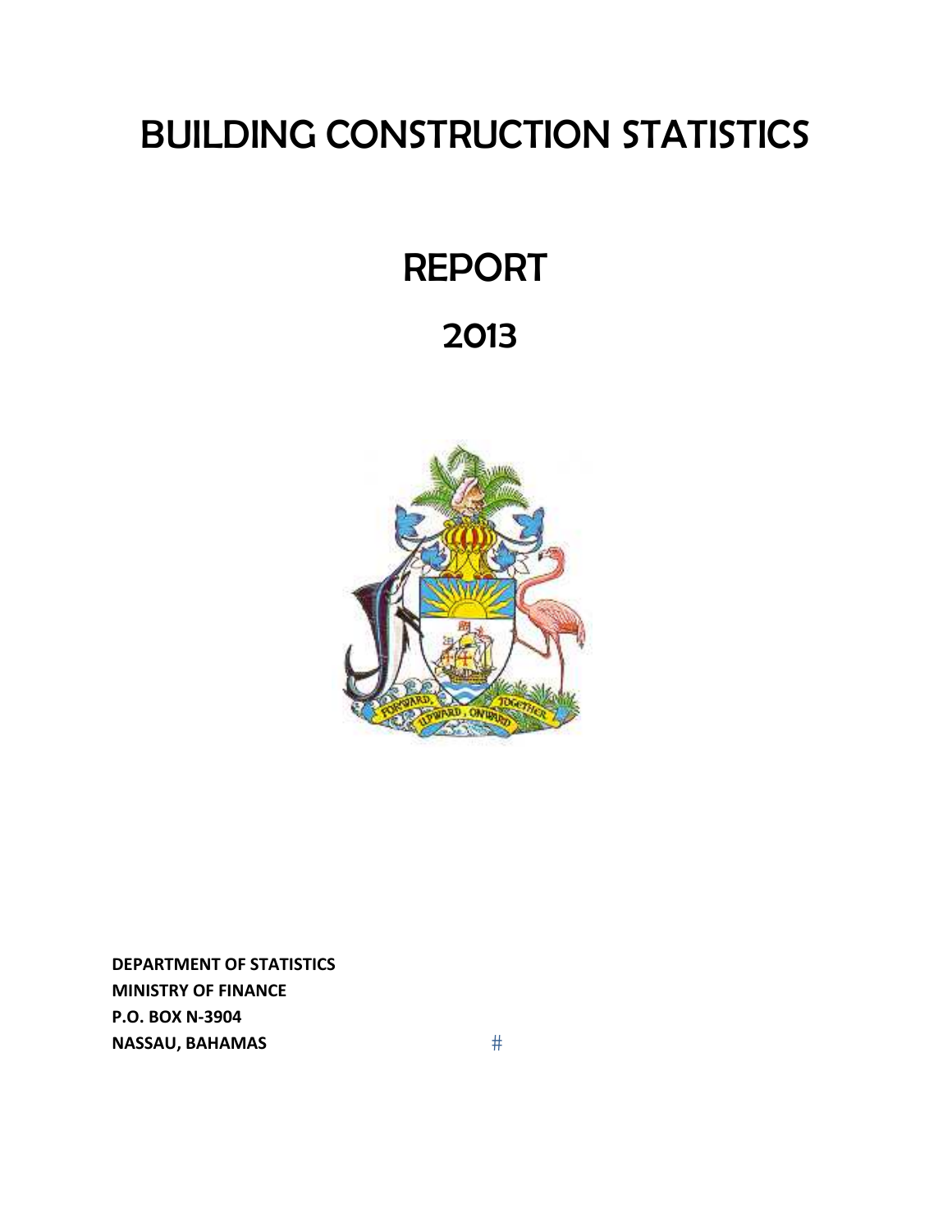# BUILDING CONSTRUCTION STATISTICS

# REPORT

# 2013

**DEPARTMENT OF STATISTICS**
**MINISTRY OF FINANCE**
**P.O. BOX N-3904**
**NASSAU, BAHAMAS**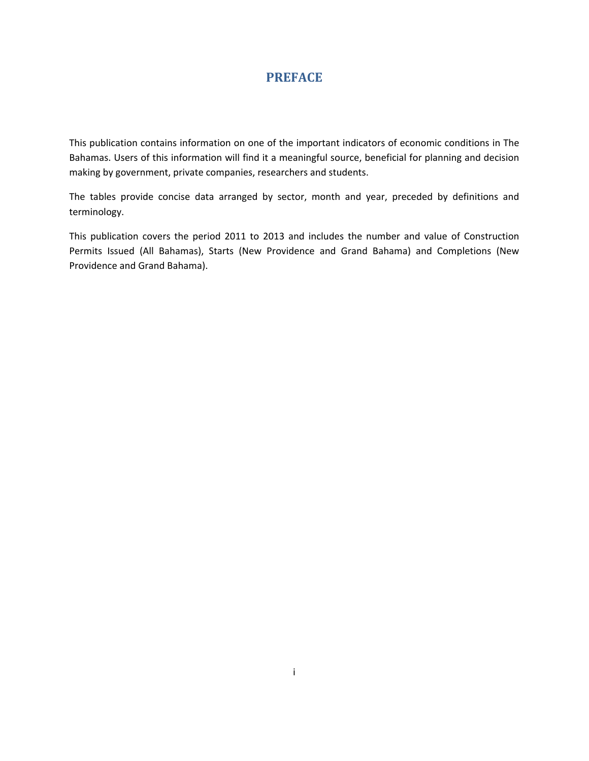# PREFACE

This publication contains information on one of the important indicators of economic conditions in The Bahamas. Users of this information will find it a meaningful source, beneficial for planning and decision making by government, private companies, researchers and students.

The tables provide concise data arranged by sector, month and year, preceded by definitions and terminology.

This publication covers the period 2011 to 2013 and includes the number and value of Construction Permits Issued (All Bahamas), Starts (New Providence and Grand Bahama) and Completions (New Providence and Grand Bahama).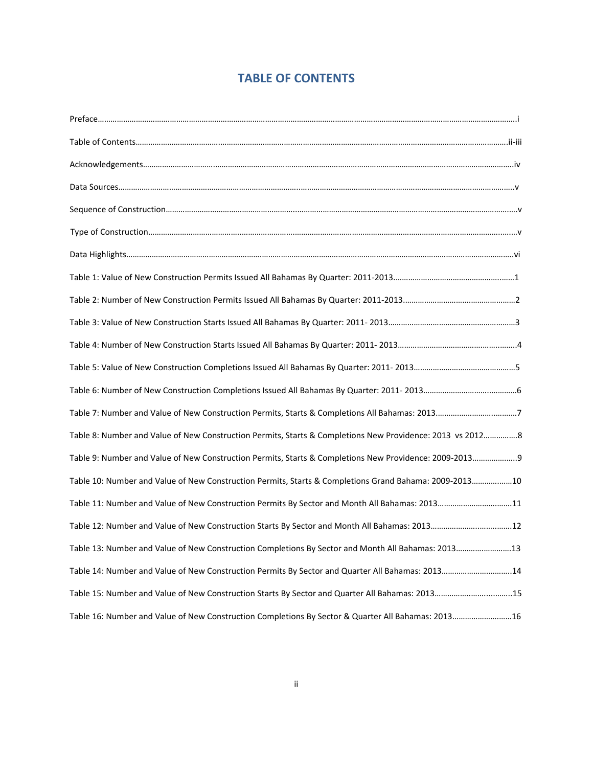# TABLE OF CONTENTS

Preface……………………………………………………………………………………………………………i

Table of Contents……………………………………………………………………………………………ii-iii

Acknowledgements…………………………………………………………………………………………iv

Data Sources……………………………………………………………………………………………………v

Sequence of Construction……………………………………………………………………………………v

Type of Construction…………………………………………………………………………………………v

Data Highlights…………………………………………………………………………………………………vi

Table 1: Value of New Construction Permits Issued All Bahamas By Quarter: 2011-2013……………………1

Table 2: Number of New Construction Permits Issued All Bahamas By Quarter: 2011-2013…………………2

Table 3: Value of New Construction Starts Issued All Bahamas By Quarter: 2011- 2013……………………3

Table 4: Number of New Construction Starts Issued All Bahamas By Quarter: 2011- 2013…………………4

Table 5: Value of New Construction Completions Issued All Bahamas By Quarter: 2011- 2013……………5

Table 6: Number of New Construction Completions Issued All Bahamas By Quarter: 2011- 2013…………6

Table 7: Number and Value of New Construction Permits, Starts & Completions All Bahamas: 2013…………7

Table 8: Number and Value of New Construction Permits, Starts & Completions New Providence: 2013 vs 2012……8

Table 9: Number and Value of New Construction Permits, Starts & Completions New Providence: 2009-2013………9

Table 10: Number and Value of New Construction Permits, Starts & Completions Grand Bahama: 2009-2013………10

Table 11: Number and Value of New Construction Permits By Sector and Month All Bahamas: 2013………11

Table 12: Number and Value of New Construction Starts By Sector and Month All Bahamas: 2013…………12

Table 13: Number and Value of New Construction Completions By Sector and Month All Bahamas: 2013……13

Table 14: Number and Value of New Construction Permits By Sector and Quarter All Bahamas: 2013………14

Table 15: Number and Value of New Construction Starts By Sector and Quarter All Bahamas: 2013…………15

Table 16: Number and Value of New Construction Completions By Sector & Quarter All Bahamas: 2013………16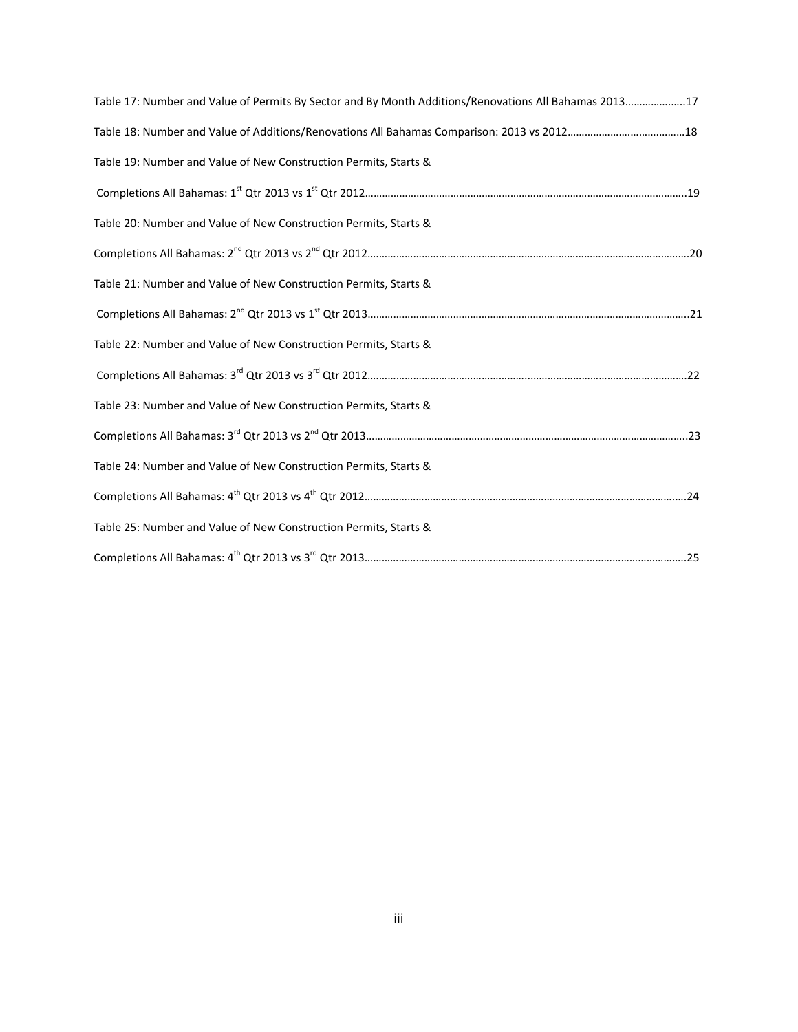Table 17: Number and Value of Permits By Sector and By Month Additions/Renovations All Bahamas 2013.....................17

Table 18: Number and Value of Additions/Renovations All Bahamas Comparison: 2013 vs 2012........................................18

Table 19: Number and Value of New Construction Permits, Starts &

Completions All Bahamas: 1st Qtr 2013 vs 1st Qtr 2012................................................................................................................19

Table 20: Number and Value of New Construction Permits, Starts &

Completions All Bahamas: 2nd Qtr 2013 vs 2nd Qtr 2012................................................................................................................20

Table 21: Number and Value of New Construction Permits, Starts &

Completions All Bahamas: 2nd Qtr 2013 vs 1st Qtr 2013................................................................................................................21

Table 22: Number and Value of New Construction Permits, Starts &

Completions All Bahamas: 3rd Qtr 2013 vs 3rd Qtr 2012................................................................................................................22

Table 23: Number and Value of New Construction Permits, Starts &

Completions All Bahamas: 3rd Qtr 2013 vs 2nd Qtr 2013................................................................................................................23

Table 24: Number and Value of New Construction Permits, Starts &

Completions All Bahamas: 4th Qtr 2013 vs 4th Qtr 2012................................................................................................................24

Table 25: Number and Value of New Construction Permits, Starts &

Completions All Bahamas: 4th Qtr 2013 vs 3rd Qtr 2013................................................................................................................25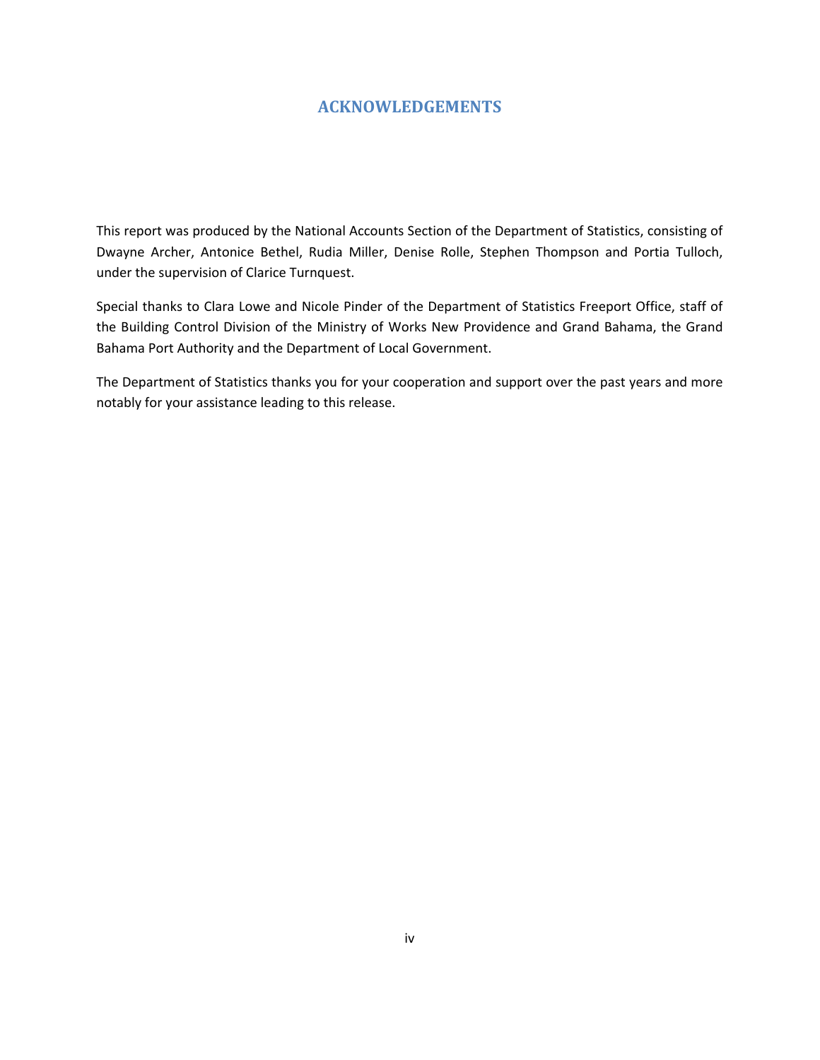## ACKNOWLEDGEMENTS

This report was produced by the National Accounts Section of the Department of Statistics, consisting of Dwayne Archer, Antonice Bethel, Rudia Miller, Denise Rolle, Stephen Thompson and Portia Tulloch, under the supervision of Clarice Turnquest.

Special thanks to Clara Lowe and Nicole Pinder of the Department of Statistics Freeport Office, staff of the Building Control Division of the Ministry of Works New Providence and Grand Bahama, the Grand Bahama Port Authority and the Department of Local Government.

The Department of Statistics thanks you for your cooperation and support over the past years and more notably for your assistance leading to this release.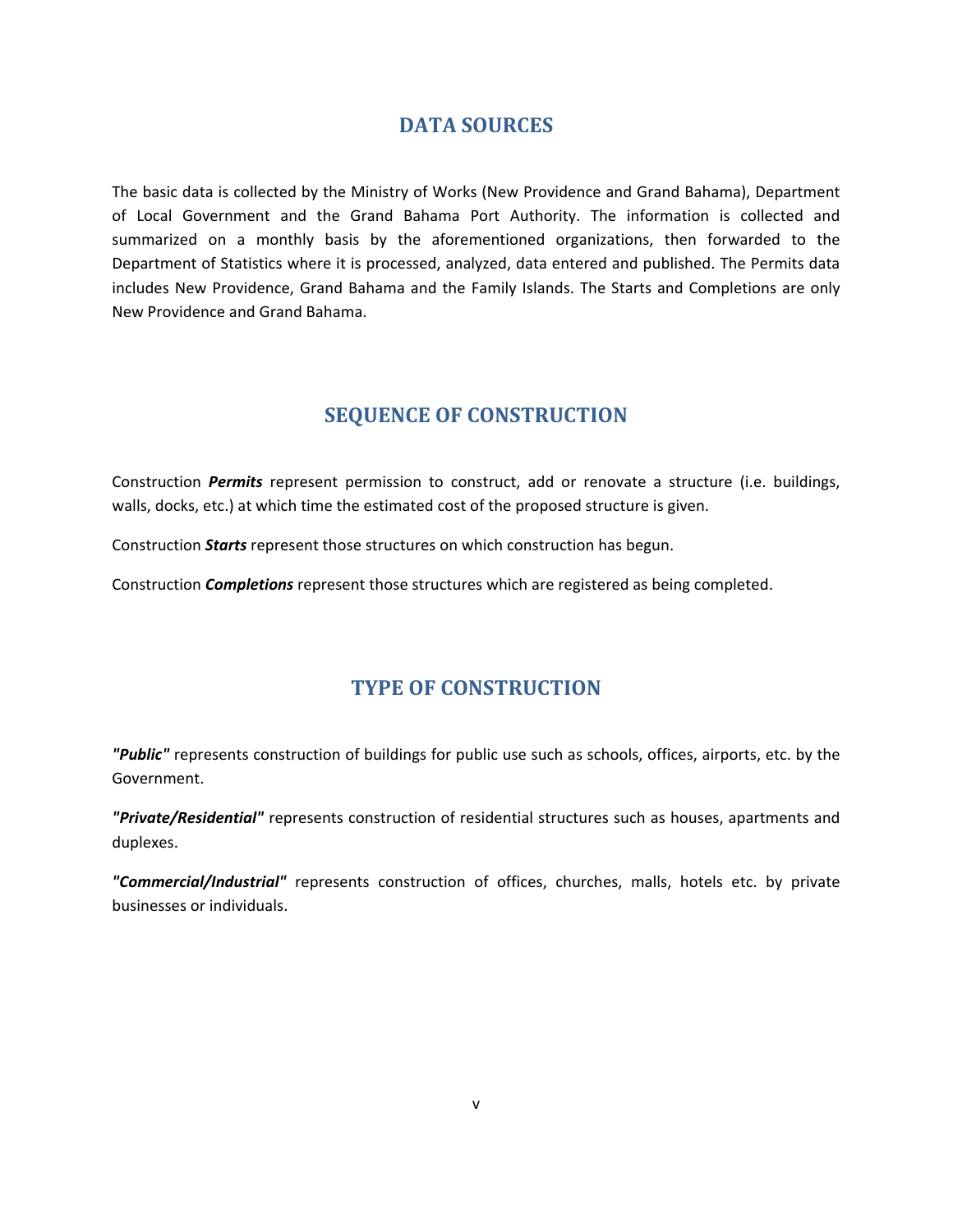## DATA SOURCES

The basic data is collected by the Ministry of Works (New Providence and Grand Bahama), Department of Local Government and the Grand Bahama Port Authority. The information is collected and summarized on a monthly basis by the aforementioned organizations, then forwarded to the Department of Statistics where it is processed, analyzed, data entered and published. The Permits data includes New Providence, Grand Bahama and the Family Islands. The Starts and Completions are only New Providence and Grand Bahama.

## SEQUENCE OF CONSTRUCTION

Construction ***Permits*** represent permission to construct, add or renovate a structure (i.e. buildings, walls, docks, etc.) at which time the estimated cost of the proposed structure is given.

Construction ***Starts*** represent those structures on which construction has begun.

Construction ***Completions*** represent those structures which are registered as being completed.

## TYPE OF CONSTRUCTION

***"Public"*** represents construction of buildings for public use such as schools, offices, airports, etc. by the Government.

***"Private/Residential"*** represents construction of residential structures such as houses, apartments and duplexes.

***"Commercial/Industrial"*** represents construction of offices, churches, malls, hotels etc. by private businesses or individuals.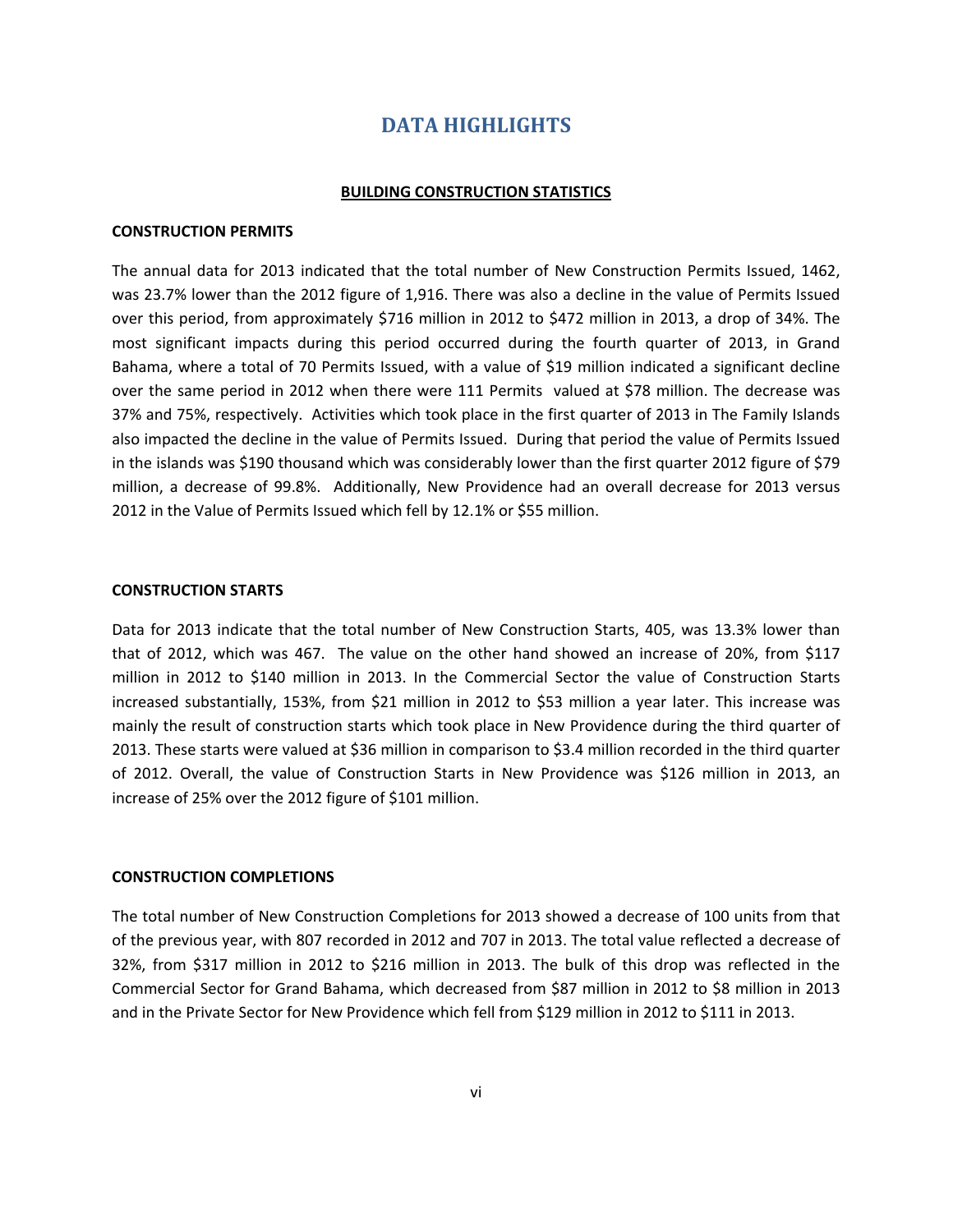# DATA HIGHLIGHTS

## BUILDING CONSTRUCTION STATISTICS

### CONSTRUCTION PERMITS

The annual data for 2013 indicated that the total number of New Construction Permits Issued, 1462, was 23.7% lower than the 2012 figure of 1,916. There was also a decline in the value of Permits Issued over this period, from approximately $716 million in 2012 to $472 million in 2013, a drop of 34%. The most significant impacts during this period occurred during the fourth quarter of 2013, in Grand Bahama, where a total of 70 Permits Issued, with a value of $19 million indicated a significant decline over the same period in 2012 when there were 111 Permits valued at $78 million. The decrease was 37% and 75%, respectively. Activities which took place in the first quarter of 2013 in The Family Islands also impacted the decline in the value of Permits Issued. During that period the value of Permits Issued in the islands was $190 thousand which was considerably lower than the first quarter 2012 figure of $79 million, a decrease of 99.8%. Additionally, New Providence had an overall decrease for 2013 versus 2012 in the Value of Permits Issued which fell by 12.1% or $55 million.

### CONSTRUCTION STARTS

Data for 2013 indicate that the total number of New Construction Starts, 405, was 13.3% lower than that of 2012, which was 467. The value on the other hand showed an increase of 20%, from $117 million in 2012 to $140 million in 2013. In the Commercial Sector the value of Construction Starts increased substantially, 153%, from $21 million in 2012 to $53 million a year later. This increase was mainly the result of construction starts which took place in New Providence during the third quarter of 2013. These starts were valued at $36 million in comparison to $3.4 million recorded in the third quarter of 2012. Overall, the value of Construction Starts in New Providence was $126 million in 2013, an increase of 25% over the 2012 figure of $101 million.

### CONSTRUCTION COMPLETIONS

The total number of New Construction Completions for 2013 showed a decrease of 100 units from that of the previous year, with 807 recorded in 2012 and 707 in 2013. The total value reflected a decrease of 32%, from $317 million in 2012 to $216 million in 2013. The bulk of this drop was reflected in the Commercial Sector for Grand Bahama, which decreased from $87 million in 2012 to $8 million in 2013 and in the Private Sector for New Providence which fell from $129 million in 2012 to $111 in 2013.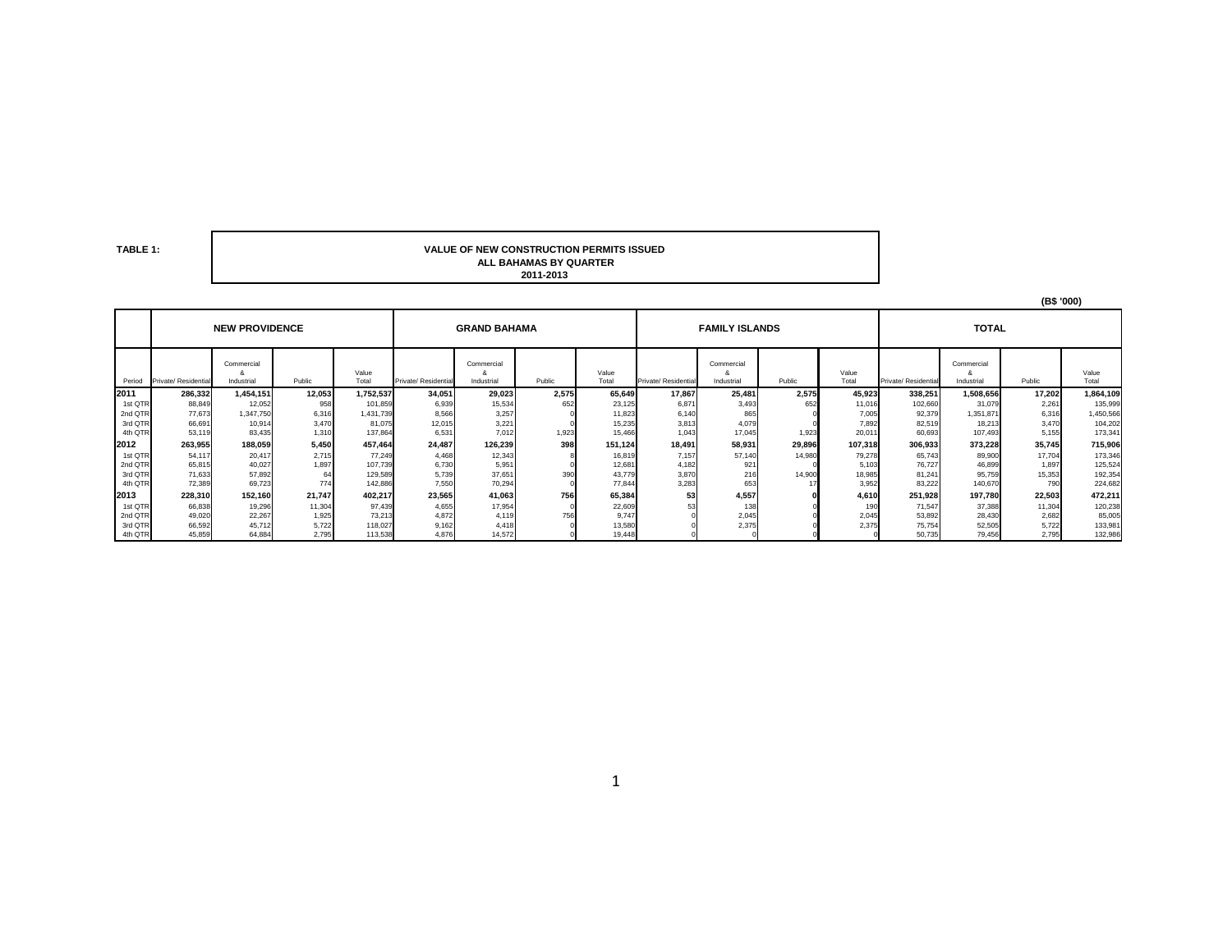**TABLE 1:**

**VALUE OF NEW CONSTRUCTION PERMITS ISSUED**
**ALL BAHAMAS BY QUARTER**
**2011-2013**

**(B$ '000)**

| | NEW PROVIDENCE | | | | GRAND BAHAMA | | | | FAMILY ISLANDS | | | | TOTAL | | | |
|---|---|---|---|---|---|---|---|---|---|---|---|---|---|---|---|---|
| Period | Private/ Residential | Commercial & Industrial | Public | Value Total | Private/ Residential | Commercial & Industrial | Public | Value Total | Private/ Residential | Commercial & Industrial | Public | Value Total | Private/ Residential | Commercial & Industrial | Public | Value Total |
| **2011** | **286,332** | **1,454,151** | **12,053** | **1,752,537** | **34,051** | **29,023** | **2,575** | **65,649** | **17,867** | **25,481** | **2,575** | **45,923** | **338,251** | **1,508,656** | **17,202** | **1,864,109** |
| 1st QTR | 88,849 | 12,052 | 958 | 101,859 | 6,939 | 15,534 | 652 | 23,125 | 6,871 | 3,493 | 652 | 11,016 | 102,660 | 31,079 | 2,261 | 135,999 |
| 2nd QTR | 77,673 | 1,347,750 | 6,316 | 1,431,739 | 8,566 | 3,257 | 0 | 11,823 | 6,140 | 865 | 0 | 7,005 | 92,379 | 1,351,871 | 6,316 | 1,450,566 |
| 3rd QTR | 66,691 | 10,914 | 3,470 | 81,075 | 12,015 | 3,221 | 0 | 15,235 | 3,813 | 4,079 | 0 | 7,892 | 82,519 | 18,213 | 3,470 | 104,202 |
| 4th QTR | 53,119 | 83,435 | 1,310 | 137,864 | 6,531 | 7,012 | 1,923 | 15,466 | 1,043 | 17,045 | 1,923 | 20,011 | 60,693 | 107,493 | 5,155 | 173,341 |
| **2012** | **263,955** | **188,059** | **5,450** | **457,464** | **24,487** | **126,239** | **398** | **151,124** | **18,491** | **58,931** | **29,896** | **107,318** | **306,933** | **373,228** | **35,745** | **715,906** |
| 1st QTR | 54,117 | 20,417 | 2,715 | 77,249 | 4,468 | 12,343 | 8 | 16,819 | 7,157 | 57,140 | 14,980 | 79,278 | 65,743 | 89,900 | 17,704 | 173,346 |
| 2nd QTR | 65,815 | 40,027 | 1,897 | 107,739 | 6,730 | 5,951 | 0 | 12,681 | 4,182 | 921 | 0 | 5,103 | 76,727 | 46,899 | 1,897 | 125,524 |
| 3rd QTR | 71,633 | 57,892 | 64 | 129,589 | 5,739 | 37,651 | 390 | 43,779 | 3,870 | 216 | 14,900 | 18,985 | 81,241 | 95,759 | 15,353 | 192,354 |
| 4th QTR | 72,389 | 69,723 | 774 | 142,886 | 7,550 | 70,294 | 0 | 77,844 | 3,283 | 653 | 17 | 3,952 | 83,222 | 140,670 | 790 | 224,682 |
| **2013** | **228,310** | **152,160** | **21,747** | **402,217** | **23,565** | **41,063** | **756** | **65,384** | **53** | **4,557** | **0** | **4,610** | **251,928** | **197,780** | **22,503** | **472,211** |
| 1st QTR | 66,838 | 19,296 | 11,304 | 97,439 | 4,655 | 17,954 | 0 | 22,609 | 53 | 138 | 0 | 190 | 71,547 | 37,388 | 11,304 | 120,238 |
| 2nd QTR | 49,020 | 22,267 | 1,925 | 73,213 | 4,872 | 4,119 | 756 | 9,747 | 0 | 2,045 | 0 | 2,045 | 53,892 | 28,430 | 2,682 | 85,005 |
| 3rd QTR | 66,592 | 45,712 | 5,722 | 118,027 | 9,162 | 4,418 | 0 | 13,580 | 0 | 2,375 | 0 | 2,375 | 75,754 | 52,505 | 5,722 | 133,981 |
| 4th QTR | 45,859 | 64,884 | 2,795 | 113,538 | 4,876 | 14,572 | 0 | 19,448 | 0 | 0 | 0 | 0 | 50,735 | 79,456 | 2,795 | 132,986 |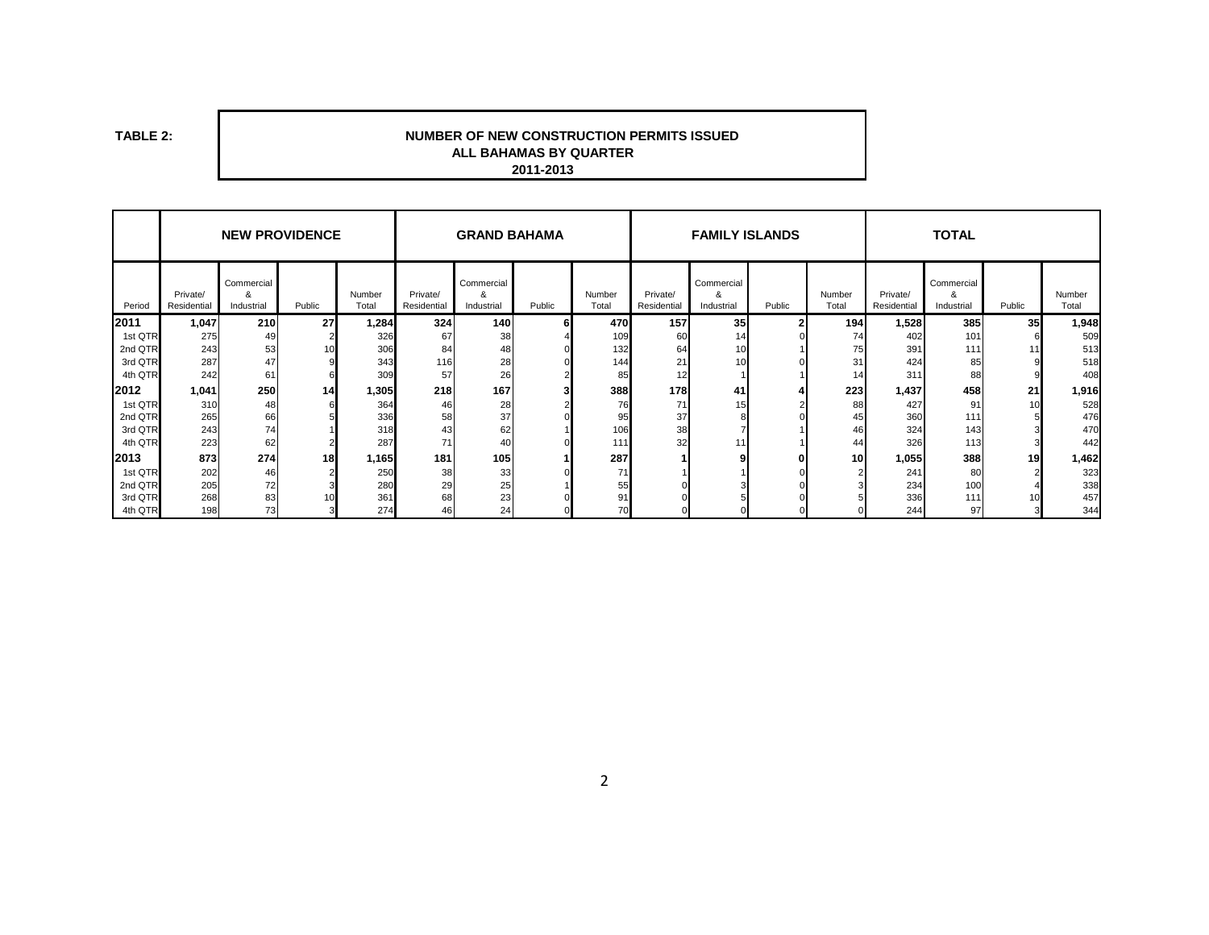**TABLE 2:**

**NUMBER OF NEW CONSTRUCTION PERMITS ISSUED**
**ALL BAHAMAS BY QUARTER**
**2011-2013**

| | NEW PROVIDENCE | | | | GRAND BAHAMA | | | | FAMILY ISLANDS | | | | TOTAL | | | |
|---|---|---|---|---|---|---|---|---|---|---|---|---|---|---|---|---|
| Period | Private/ Residential | Commercial & Industrial | Public | Number Total | Private/ Residential | Commercial & Industrial | Public | Number Total | Private/ Residential | Commercial & Industrial | Public | Number Total | Private/ Residential | Commercial & Industrial | Public | Number Total |
| **2011** | **1,047** | **210** | **27** | **1,284** | **324** | **140** | **6** | **470** | **157** | **35** | **2** | **194** | **1,528** | **385** | **35** | **1,948** |
| 1st QTR | 275 | 49 | 2 | 326 | 67 | 38 | 4 | 109 | 60 | 14 | 0 | 74 | 402 | 101 | 6 | 509 |
| 2nd QTR | 243 | 53 | 10 | 306 | 84 | 48 | 0 | 132 | 64 | 10 | 1 | 75 | 391 | 111 | 11 | 513 |
| 3rd QTR | 287 | 47 | 9 | 343 | 116 | 28 | 0 | 144 | 21 | 10 | 0 | 31 | 424 | 85 | 9 | 518 |
| 4th QTR | 242 | 61 | 6 | 309 | 57 | 26 | 2 | 85 | 12 | 1 | 1 | 14 | 311 | 88 | 9 | 408 |
| **2012** | **1,041** | **250** | **14** | **1,305** | **218** | **167** | **3** | **388** | **178** | **41** | **4** | **223** | **1,437** | **458** | **21** | **1,916** |
| 1st QTR | 310 | 48 | 6 | 364 | 46 | 28 | 2 | 76 | 71 | 15 | 2 | 88 | 427 | 91 | 10 | 528 |
| 2nd QTR | 265 | 66 | 5 | 336 | 58 | 37 | 0 | 95 | 37 | 8 | 0 | 45 | 360 | 111 | 5 | 476 |
| 3rd QTR | 243 | 74 | 1 | 318 | 43 | 62 | 1 | 106 | 38 | 7 | 1 | 46 | 324 | 143 | 3 | 470 |
| 4th QTR | 223 | 62 | 2 | 287 | 71 | 40 | 0 | 111 | 32 | 11 | 1 | 44 | 326 | 113 | 3 | 442 |
| **2013** | **873** | **274** | **18** | **1,165** | **181** | **105** | **1** | **287** | **1** | **9** | **0** | **10** | **1,055** | **388** | **19** | **1,462** |
| 1st QTR | 202 | 46 | 2 | 250 | 38 | 33 | 0 | 71 | 1 | 1 | 0 | 2 | 241 | 80 | 2 | 323 |
| 2nd QTR | 205 | 72 | 3 | 280 | 29 | 25 | 1 | 55 | 0 | 3 | 0 | 3 | 234 | 100 | 4 | 338 |
| 3rd QTR | 268 | 83 | 10 | 361 | 68 | 23 | 0 | 91 | 0 | 5 | 0 | 5 | 336 | 111 | 10 | 457 |
| 4th QTR | 198 | 73 | 3 | 274 | 46 | 24 | 0 | 70 | 0 | 0 | 0 | 0 | 244 | 97 | 3 | 344 |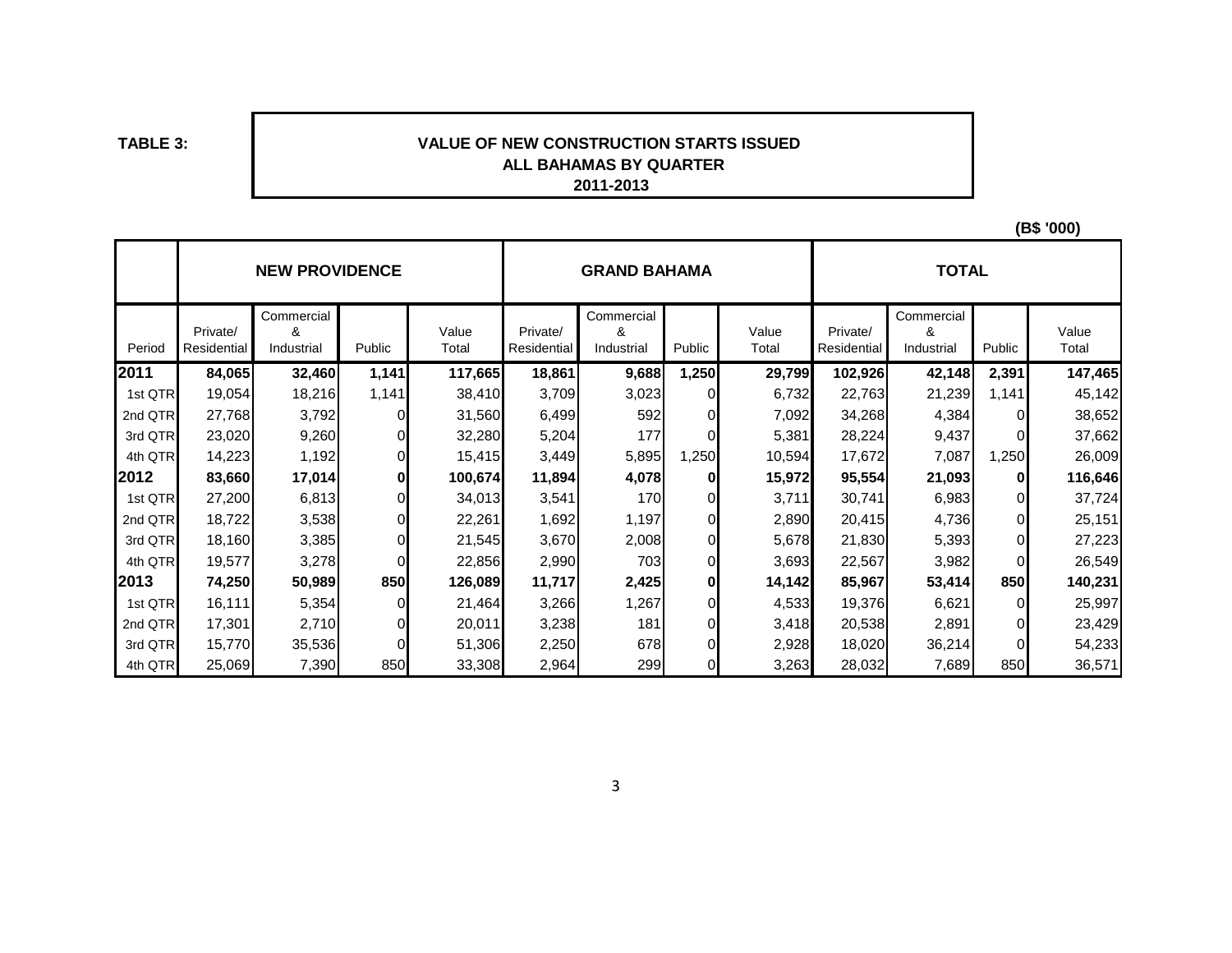**TABLE 3:**

## VALUE OF NEW CONSTRUCTION STARTS ISSUED ALL BAHAMAS BY QUARTER 2011-2013

**(B$ '000)**

| | NEW PROVIDENCE | | | | GRAND BAHAMA | | | | TOTAL | | | |
|---|---|---|---|---|---|---|---|---|---|---|---|---|
| Period | Private/ Residential | Commercial & Industrial | Public | Value Total | Private/ Residential | Commercial & Industrial | Public | Value Total | Private/ Residential | Commercial & Industrial | Public | Value Total |
| **2011** | **84,065** | **32,460** | **1,141** | **117,665** | **18,861** | **9,688** | **1,250** | **29,799** | **102,926** | **42,148** | **2,391** | **147,465** |
| 1st QTR | 19,054 | 18,216 | 1,141 | 38,410 | 3,709 | 3,023 | 0 | 6,732 | 22,763 | 21,239 | 1,141 | 45,142 |
| 2nd QTR | 27,768 | 3,792 | 0 | 31,560 | 6,499 | 592 | 0 | 7,092 | 34,268 | 4,384 | 0 | 38,652 |
| 3rd QTR | 23,020 | 9,260 | 0 | 32,280 | 5,204 | 177 | 0 | 5,381 | 28,224 | 9,437 | 0 | 37,662 |
| 4th QTR | 14,223 | 1,192 | 0 | 15,415 | 3,449 | 5,895 | 1,250 | 10,594 | 17,672 | 7,087 | 1,250 | 26,009 |
| **2012** | **83,660** | **17,014** | **0** | **100,674** | **11,894** | **4,078** | **0** | **15,972** | **95,554** | **21,093** | **0** | **116,646** |
| 1st QTR | 27,200 | 6,813 | 0 | 34,013 | 3,541 | 170 | 0 | 3,711 | 30,741 | 6,983 | 0 | 37,724 |
| 2nd QTR | 18,722 | 3,538 | 0 | 22,261 | 1,692 | 1,197 | 0 | 2,890 | 20,415 | 4,736 | 0 | 25,151 |
| 3rd QTR | 18,160 | 3,385 | 0 | 21,545 | 3,670 | 2,008 | 0 | 5,678 | 21,830 | 5,393 | 0 | 27,223 |
| 4th QTR | 19,577 | 3,278 | 0 | 22,856 | 2,990 | 703 | 0 | 3,693 | 22,567 | 3,982 | 0 | 26,549 |
| **2013** | **74,250** | **50,989** | **850** | **126,089** | **11,717** | **2,425** | **0** | **14,142** | **85,967** | **53,414** | **850** | **140,231** |
| 1st QTR | 16,111 | 5,354 | 0 | 21,464 | 3,266 | 1,267 | 0 | 4,533 | 19,376 | 6,621 | 0 | 25,997 |
| 2nd QTR | 17,301 | 2,710 | 0 | 20,011 | 3,238 | 181 | 0 | 3,418 | 20,538 | 2,891 | 0 | 23,429 |
| 3rd QTR | 15,770 | 35,536 | 0 | 51,306 | 2,250 | 678 | 0 | 2,928 | 18,020 | 36,214 | 0 | 54,233 |
| 4th QTR | 25,069 | 7,390 | 850 | 33,308 | 2,964 | 299 | 0 | 3,263 | 28,032 | 7,689 | 850 | 36,571 |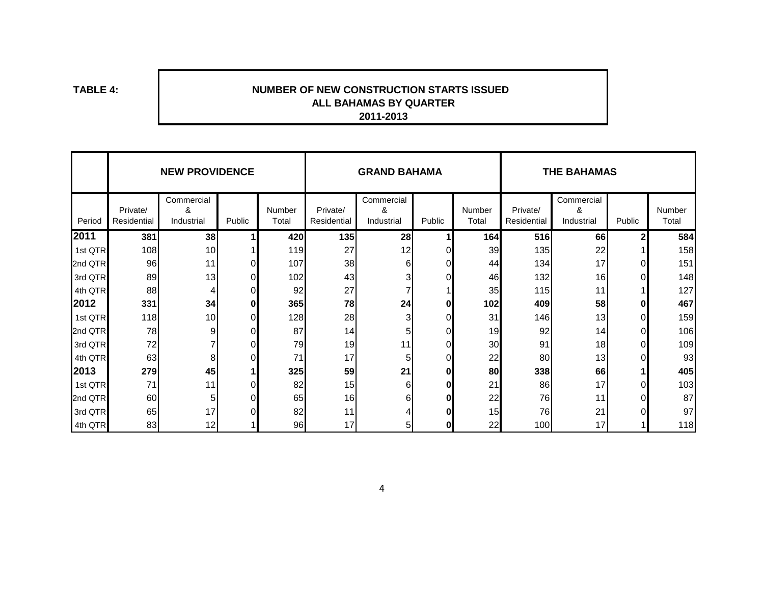**TABLE 4:**

**NUMBER OF NEW CONSTRUCTION STARTS ISSUED**
**ALL BAHAMAS BY QUARTER**
**2011-2013**

| | NEW PROVIDENCE | | | | GRAND BAHAMA | | | | THE BAHAMAS | | | |
|---|---|---|---|---|---|---|---|---|---|---|---|---|
| Period | Private/ Residential | Commercial & Industrial | Public | Number Total | Private/ Residential | Commercial & Industrial | Public | Number Total | Private/ Residential | Commercial & Industrial | Public | Number Total |
| **2011** | **381** | **38** | **1** | **420** | **135** | **28** | **1** | **164** | **516** | **66** | **2** | **584** |
| 1st QTR | 108 | 10 | 1 | 119 | 27 | 12 | 0 | 39 | 135 | 22 | 1 | 158 |
| 2nd QTR | 96 | 11 | 0 | 107 | 38 | 6 | 0 | 44 | 134 | 17 | 0 | 151 |
| 3rd QTR | 89 | 13 | 0 | 102 | 43 | 3 | 0 | 46 | 132 | 16 | 0 | 148 |
| 4th QTR | 88 | 4 | 0 | 92 | 27 | 7 | 1 | 35 | 115 | 11 | 1 | 127 |
| **2012** | **331** | **34** | **0** | **365** | **78** | **24** | **0** | **102** | **409** | **58** | **0** | **467** |
| 1st QTR | 118 | 10 | 0 | 128 | 28 | 3 | 0 | 31 | 146 | 13 | 0 | 159 |
| 2nd QTR | 78 | 9 | 0 | 87 | 14 | 5 | 0 | 19 | 92 | 14 | 0 | 106 |
| 3rd QTR | 72 | 7 | 0 | 79 | 19 | 11 | 0 | 30 | 91 | 18 | 0 | 109 |
| 4th QTR | 63 | 8 | 0 | 71 | 17 | 5 | 0 | 22 | 80 | 13 | 0 | 93 |
| **2013** | **279** | **45** | **1** | **325** | **59** | **21** | **0** | **80** | **338** | **66** | **1** | **405** |
| 1st QTR | 71 | 11 | 0 | 82 | 15 | 6 | **0** | 21 | 86 | 17 | 0 | 103 |
| 2nd QTR | 60 | 5 | 0 | 65 | 16 | 6 | **0** | 22 | 76 | 11 | 0 | 87 |
| 3rd QTR | 65 | 17 | 0 | 82 | 11 | 4 | **0** | 15 | 76 | 21 | 0 | 97 |
| 4th QTR | 83 | 12 | 1 | 96 | 17 | 5 | **0** | 22 | 100 | 17 | 1 | 118 |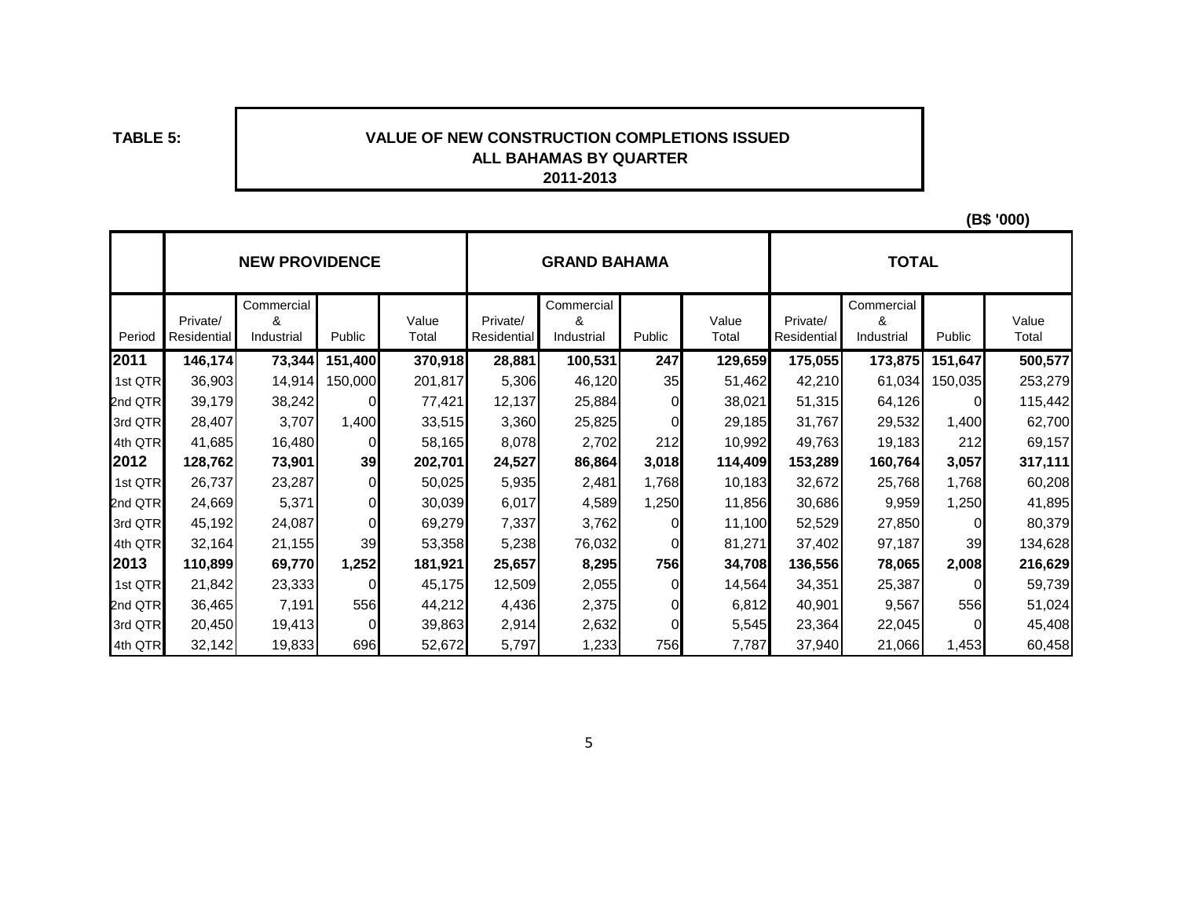**TABLE 5:**

**VALUE OF NEW CONSTRUCTION COMPLETIONS ISSUED**
**ALL BAHAMAS BY QUARTER**
**2011-2013**

**(B$ '000)**

| | NEW PROVIDENCE | | | | GRAND BAHAMA | | | | TOTAL | | | |
|---|---|---|---|---|---|---|---|---|---|---|---|---|
| Period | Private/ Residential | Commercial & Industrial | Public | Value Total | Private/ Residential | Commercial & Industrial | Public | Value Total | Private/ Residential | Commercial & Industrial | Public | Value Total |
| **2011** | **146,174** | **73,344** | **151,400** | **370,918** | **28,881** | **100,531** | **247** | **129,659** | **175,055** | **173,875** | **151,647** | **500,577** |
| 1st QTR | 36,903 | 14,914 | 150,000 | 201,817 | 5,306 | 46,120 | 35 | 51,462 | 42,210 | 61,034 | 150,035 | 253,279 |
| 2nd QTR | 39,179 | 38,242 | 0 | 77,421 | 12,137 | 25,884 | 0 | 38,021 | 51,315 | 64,126 | 0 | 115,442 |
| 3rd QTR | 28,407 | 3,707 | 1,400 | 33,515 | 3,360 | 25,825 | 0 | 29,185 | 31,767 | 29,532 | 1,400 | 62,700 |
| 4th QTR | 41,685 | 16,480 | 0 | 58,165 | 8,078 | 2,702 | 212 | 10,992 | 49,763 | 19,183 | 212 | 69,157 |
| **2012** | **128,762** | **73,901** | **39** | **202,701** | **24,527** | **86,864** | **3,018** | **114,409** | **153,289** | **160,764** | **3,057** | **317,111** |
| 1st QTR | 26,737 | 23,287 | 0 | 50,025 | 5,935 | 2,481 | 1,768 | 10,183 | 32,672 | 25,768 | 1,768 | 60,208 |
| 2nd QTR | 24,669 | 5,371 | 0 | 30,039 | 6,017 | 4,589 | 1,250 | 11,856 | 30,686 | 9,959 | 1,250 | 41,895 |
| 3rd QTR | 45,192 | 24,087 | 0 | 69,279 | 7,337 | 3,762 | 0 | 11,100 | 52,529 | 27,850 | 0 | 80,379 |
| 4th QTR | 32,164 | 21,155 | 39 | 53,358 | 5,238 | 76,032 | 0 | 81,271 | 37,402 | 97,187 | 39 | 134,628 |
| **2013** | **110,899** | **69,770** | **1,252** | **181,921** | **25,657** | **8,295** | **756** | **34,708** | **136,556** | **78,065** | **2,008** | **216,629** |
| 1st QTR | 21,842 | 23,333 | 0 | 45,175 | 12,509 | 2,055 | 0 | 14,564 | 34,351 | 25,387 | 0 | 59,739 |
| 2nd QTR | 36,465 | 7,191 | 556 | 44,212 | 4,436 | 2,375 | 0 | 6,812 | 40,901 | 9,567 | 556 | 51,024 |
| 3rd QTR | 20,450 | 19,413 | 0 | 39,863 | 2,914 | 2,632 | 0 | 5,545 | 23,364 | 22,045 | 0 | 45,408 |
| 4th QTR | 32,142 | 19,833 | 696 | 52,672 | 5,797 | 1,233 | 756 | 7,787 | 37,940 | 21,066 | 1,453 | 60,458 |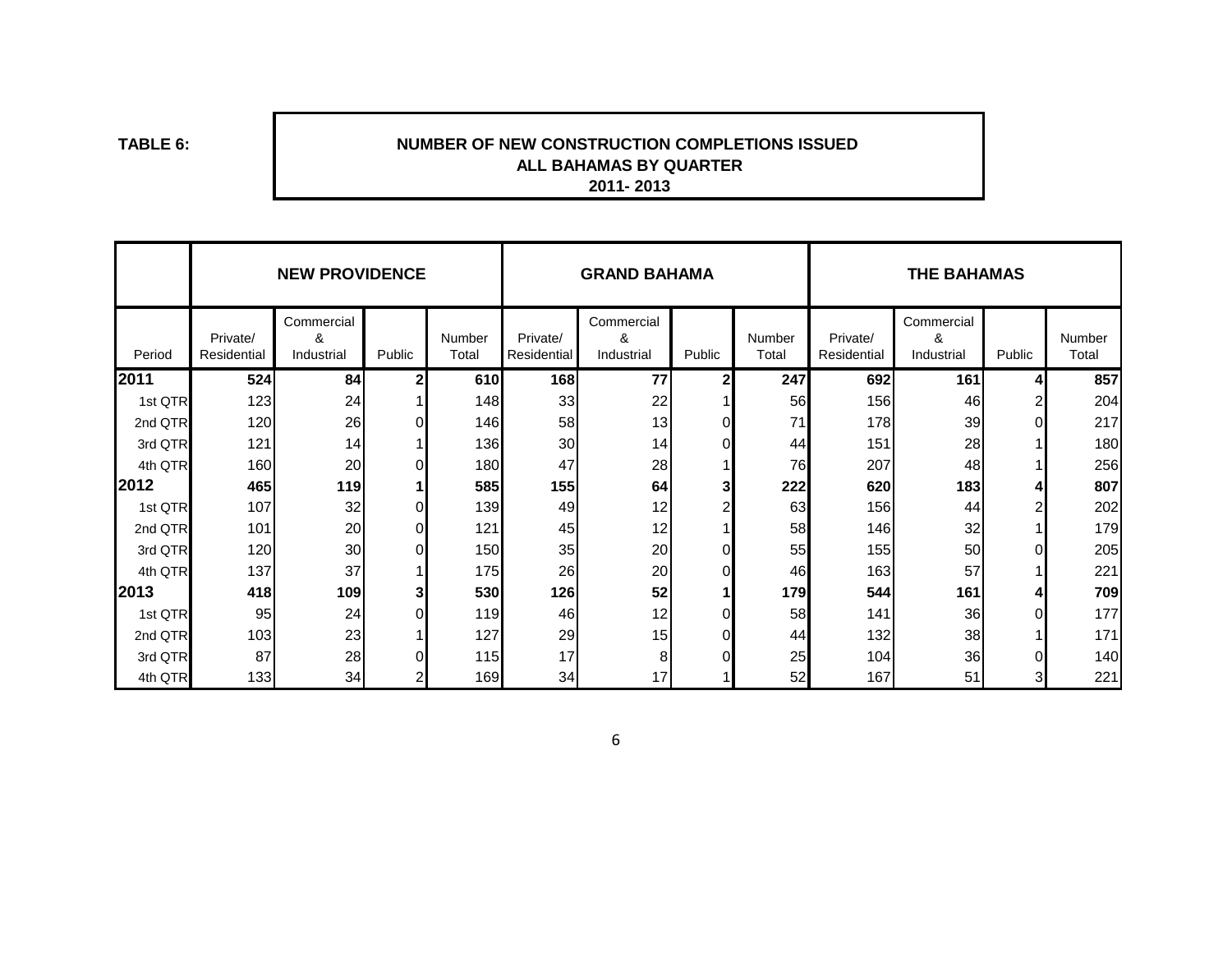**TABLE 6:**

## NUMBER OF NEW CONSTRUCTION COMPLETIONS ISSUED
## ALL BAHAMAS BY QUARTER
## 2011- 2013

| | NEW PROVIDENCE | | | | GRAND BAHAMA | | | | THE BAHAMAS | | | |
|---|---|---|---|---|---|---|---|---|---|---|---|---|
| Period | Private/ Residential | Commercial & Industrial | Public | Number Total | Private/ Residential | Commercial & Industrial | Public | Number Total | Private/ Residential | Commercial & Industrial | Public | Number Total |
| **2011** | **524** | **84** | **2** | **610** | **168** | **77** | **2** | **247** | **692** | **161** | **4** | **857** |
| 1st QTR | 123 | 24 | 1 | 148 | 33 | 22 | 1 | 56 | 156 | 46 | 2 | 204 |
| 2nd QTR | 120 | 26 | 0 | 146 | 58 | 13 | 0 | 71 | 178 | 39 | 0 | 217 |
| 3rd QTR | 121 | 14 | 1 | 136 | 30 | 14 | 0 | 44 | 151 | 28 | 1 | 180 |
| 4th QTR | 160 | 20 | 0 | 180 | 47 | 28 | 1 | 76 | 207 | 48 | 1 | 256 |
| **2012** | **465** | **119** | **1** | **585** | **155** | **64** | **3** | **222** | **620** | **183** | **4** | **807** |
| 1st QTR | 107 | 32 | 0 | 139 | 49 | 12 | 2 | 63 | 156 | 44 | 2 | 202 |
| 2nd QTR | 101 | 20 | 0 | 121 | 45 | 12 | 1 | 58 | 146 | 32 | 1 | 179 |
| 3rd QTR | 120 | 30 | 0 | 150 | 35 | 20 | 0 | 55 | 155 | 50 | 0 | 205 |
| 4th QTR | 137 | 37 | 1 | 175 | 26 | 20 | 0 | 46 | 163 | 57 | 1 | 221 |
| **2013** | **418** | **109** | **3** | **530** | **126** | **52** | **1** | **179** | **544** | **161** | **4** | **709** |
| 1st QTR | 95 | 24 | 0 | 119 | 46 | 12 | 0 | 58 | 141 | 36 | 0 | 177 |
| 2nd QTR | 103 | 23 | 1 | 127 | 29 | 15 | 0 | 44 | 132 | 38 | 1 | 171 |
| 3rd QTR | 87 | 28 | 0 | 115 | 17 | 8 | 0 | 25 | 104 | 36 | 0 | 140 |
| 4th QTR | 133 | 34 | 2 | 169 | 34 | 17 | 1 | 52 | 167 | 51 | 3 | 221 |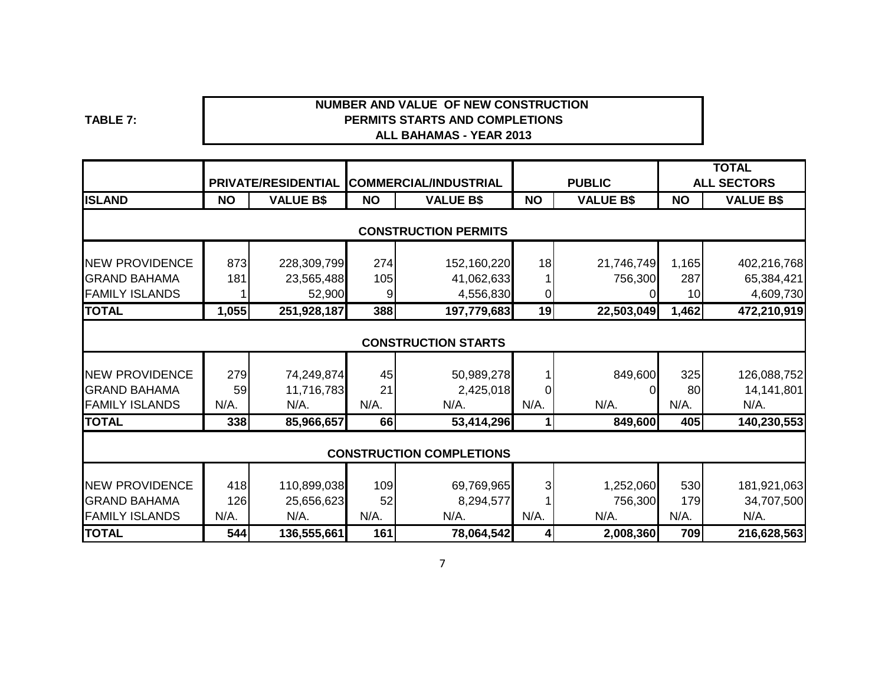**TABLE 7:**

**NUMBER AND VALUE OF NEW CONSTRUCTION PERMITS STARTS AND COMPLETIONS ALL BAHAMAS - YEAR 2013**

| | PRIVATE/RESIDENTIAL | | COMMERCIAL/INDUSTRIAL | | PUBLIC | | TOTAL ALL SECTORS | |
|---|---|---|---|---|---|---|---|---|
| **ISLAND** | **NO** | **VALUE B$** | **NO** | **VALUE B$** | **NO** | **VALUE B$** | **NO** | **VALUE B$** |
| **CONSTRUCTION PERMITS** | | | | | | | | |
| NEW PROVIDENCE | 873 | 228,309,799 | 274 | 152,160,220 | 18 | 21,746,749 | 1,165 | 402,216,768 |
| GRAND BAHAMA | 181 | 23,565,488 | 105 | 41,062,633 | 1 | 756,300 | 287 | 65,384,421 |
| FAMILY ISLANDS | 1 | 52,900 | 9 | 4,556,830 | 0 | 0 | 10 | 4,609,730 |
| **TOTAL** | **1,055** | **251,928,187** | **388** | **197,779,683** | **19** | **22,503,049** | **1,462** | **472,210,919** |
| **CONSTRUCTION STARTS** | | | | | | | | |
| NEW PROVIDENCE | 279 | 74,249,874 | 45 | 50,989,278 | 1 | 849,600 | 325 | 126,088,752 |
| GRAND BAHAMA | 59 | 11,716,783 | 21 | 2,425,018 | 0 | 0 | 80 | 14,141,801 |
| FAMILY ISLANDS | N/A. | N/A. | N/A. | N/A. | N/A. | N/A. | N/A. | N/A. |
| **TOTAL** | **338** | **85,966,657** | **66** | **53,414,296** | **1** | **849,600** | **405** | **140,230,553** |
| **CONSTRUCTION COMPLETIONS** | | | | | | | | |
| NEW PROVIDENCE | 418 | 110,899,038 | 109 | 69,769,965 | 3 | 1,252,060 | 530 | 181,921,063 |
| GRAND BAHAMA | 126 | 25,656,623 | 52 | 8,294,577 | 1 | 756,300 | 179 | 34,707,500 |
| FAMILY ISLANDS | N/A. | N/A. | N/A. | N/A. | N/A. | N/A. | N/A. | N/A. |
| **TOTAL** | **544** | **136,555,661** | **161** | **78,064,542** | **4** | **2,008,360** | **709** | **216,628,563** |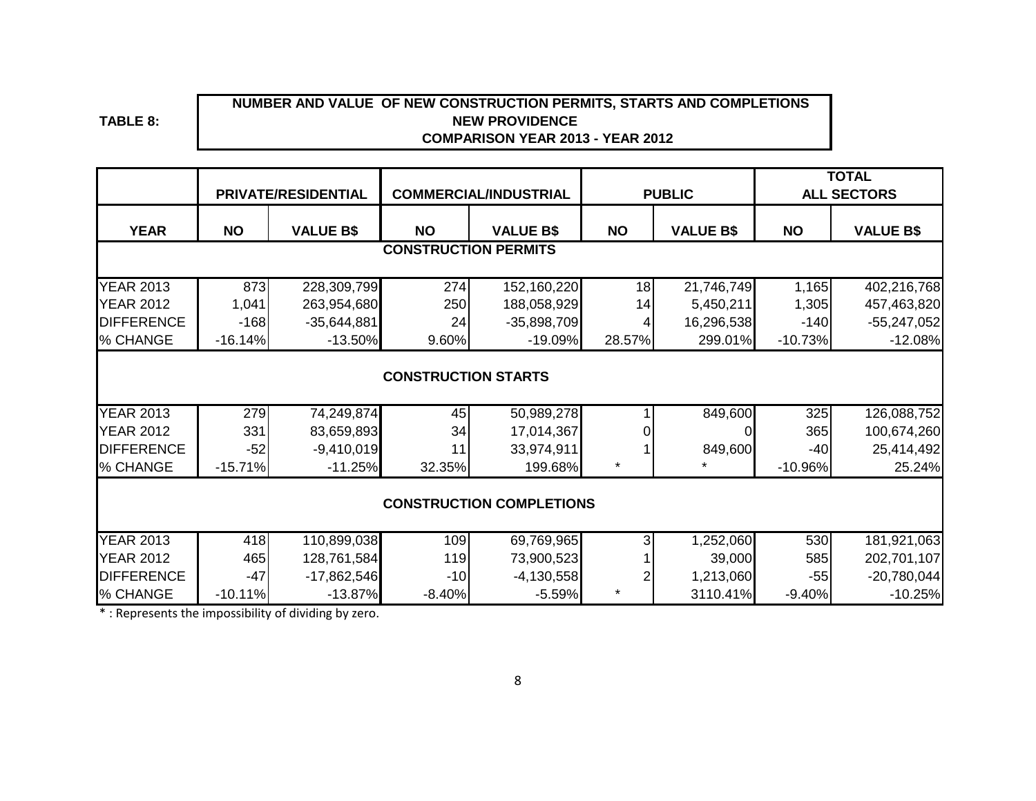**TABLE 8:**

**NUMBER AND VALUE OF NEW CONSTRUCTION PERMITS, STARTS AND COMPLETIONS**
**NEW PROVIDENCE**
**COMPARISON YEAR 2013 - YEAR 2012**

| | PRIVATE/RESIDENTIAL | | COMMERCIAL/INDUSTRIAL | | PUBLIC | | TOTAL ALL SECTORS | |
|---|---|---|---|---|---|---|---|---|
| **YEAR** | **NO** | **VALUE B$** | **NO** | **VALUE B$** | **NO** | **VALUE B$** | **NO** | **VALUE B$** |
| **CONSTRUCTION PERMITS** | | | | | | | | |
| YEAR 2013 | 873 | 228,309,799 | 274 | 152,160,220 | 18 | 21,746,749 | 1,165 | 402,216,768 |
| YEAR 2012 | 1,041 | 263,954,680 | 250 | 188,058,929 | 14 | 5,450,211 | 1,305 | 457,463,820 |
| DIFFERENCE | -168 | -35,644,881 | 24 | -35,898,709 | 4 | 16,296,538 | -140 | -55,247,052 |
| % CHANGE | -16.14% | -13.50% | 9.60% | -19.09% | 28.57% | 299.01% | -10.73% | -12.08% |
| **CONSTRUCTION STARTS** | | | | | | | | |
| YEAR 2013 | 279 | 74,249,874 | 45 | 50,989,278 | 1 | 849,600 | 325 | 126,088,752 |
| YEAR 2012 | 331 | 83,659,893 | 34 | 17,014,367 | 0 | 0 | 365 | 100,674,260 |
| DIFFERENCE | -52 | -9,410,019 | 11 | 33,974,911 | 1 | 849,600 | -40 | 25,414,492 |
| % CHANGE | -15.71% | -11.25% | 32.35% | 199.68% | * | * | -10.96% | 25.24% |
| **CONSTRUCTION COMPLETIONS** | | | | | | | | |
| YEAR 2013 | 418 | 110,899,038 | 109 | 69,769,965 | 3 | 1,252,060 | 530 | 181,921,063 |
| YEAR 2012 | 465 | 128,761,584 | 119 | 73,900,523 | 1 | 39,000 | 585 | 202,701,107 |
| DIFFERENCE | -47 | -17,862,546 | -10 | -4,130,558 | 2 | 1,213,060 | -55 | -20,780,044 |
| % CHANGE | -10.11% | -13.87% | -8.40% | -5.59% | * | 3110.41% | -9.40% | -10.25% |

* : Represents the impossibility of dividing by zero.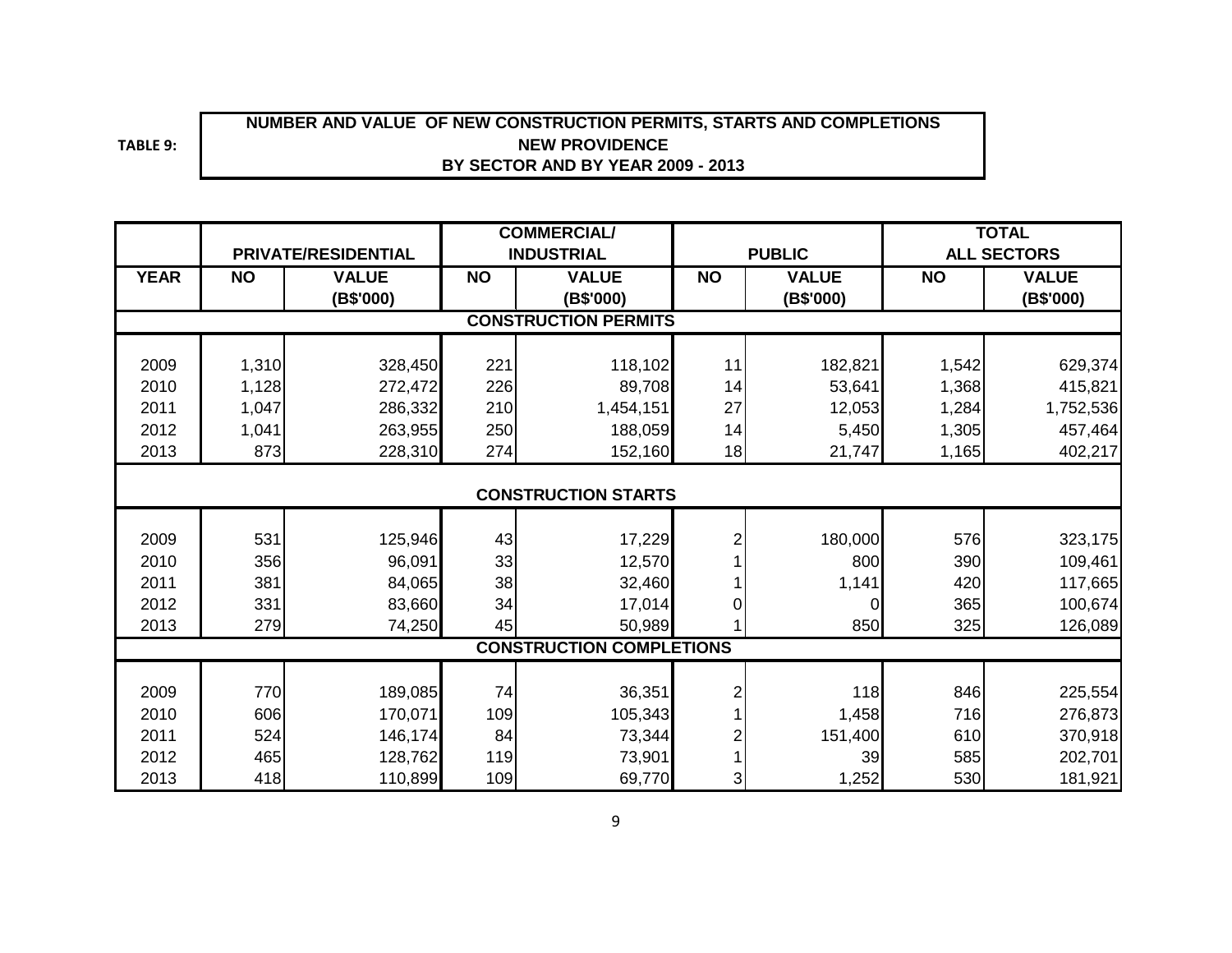**TABLE 9:**

**NUMBER AND VALUE OF NEW CONSTRUCTION PERMITS, STARTS AND COMPLETIONS**
**NEW PROVIDENCE**
**BY SECTOR AND BY YEAR 2009 - 2013**

| | PRIVATE/RESIDENTIAL | | COMMERCIAL/ INDUSTRIAL | | PUBLIC | | TOTAL ALL SECTORS | |
|---|---|---|---|---|---|---|---|---|
| **YEAR** | **NO** | **VALUE (B$'000)** | **NO** | **VALUE (B$'000)** | **NO** | **VALUE (B$'000)** | **NO** | **VALUE (B$'000)** |
| **CONSTRUCTION PERMITS** | | | | | | | | |
| 2009 | 1,310 | 328,450 | 221 | 118,102 | 11 | 182,821 | 1,542 | 629,374 |
| 2010 | 1,128 | 272,472 | 226 | 89,708 | 14 | 53,641 | 1,368 | 415,821 |
| 2011 | 1,047 | 286,332 | 210 | 1,454,151 | 27 | 12,053 | 1,284 | 1,752,536 |
| 2012 | 1,041 | 263,955 | 250 | 188,059 | 14 | 5,450 | 1,305 | 457,464 |
| 2013 | 873 | 228,310 | 274 | 152,160 | 18 | 21,747 | 1,165 | 402,217 |
| **CONSTRUCTION STARTS** | | | | | | | | |
| 2009 | 531 | 125,946 | 43 | 17,229 | 2 | 180,000 | 576 | 323,175 |
| 2010 | 356 | 96,091 | 33 | 12,570 | 1 | 800 | 390 | 109,461 |
| 2011 | 381 | 84,065 | 38 | 32,460 | 1 | 1,141 | 420 | 117,665 |
| 2012 | 331 | 83,660 | 34 | 17,014 | 0 | 0 | 365 | 100,674 |
| 2013 | 279 | 74,250 | 45 | 50,989 | 1 | 850 | 325 | 126,089 |
| **CONSTRUCTION COMPLETIONS** | | | | | | | | |
| 2009 | 770 | 189,085 | 74 | 36,351 | 2 | 118 | 846 | 225,554 |
| 2010 | 606 | 170,071 | 109 | 105,343 | 1 | 1,458 | 716 | 276,873 |
| 2011 | 524 | 146,174 | 84 | 73,344 | 2 | 151,400 | 610 | 370,918 |
| 2012 | 465 | 128,762 | 119 | 73,901 | 1 | 39 | 585 | 202,701 |
| 2013 | 418 | 110,899 | 109 | 69,770 | 3 | 1,252 | 530 | 181,921 |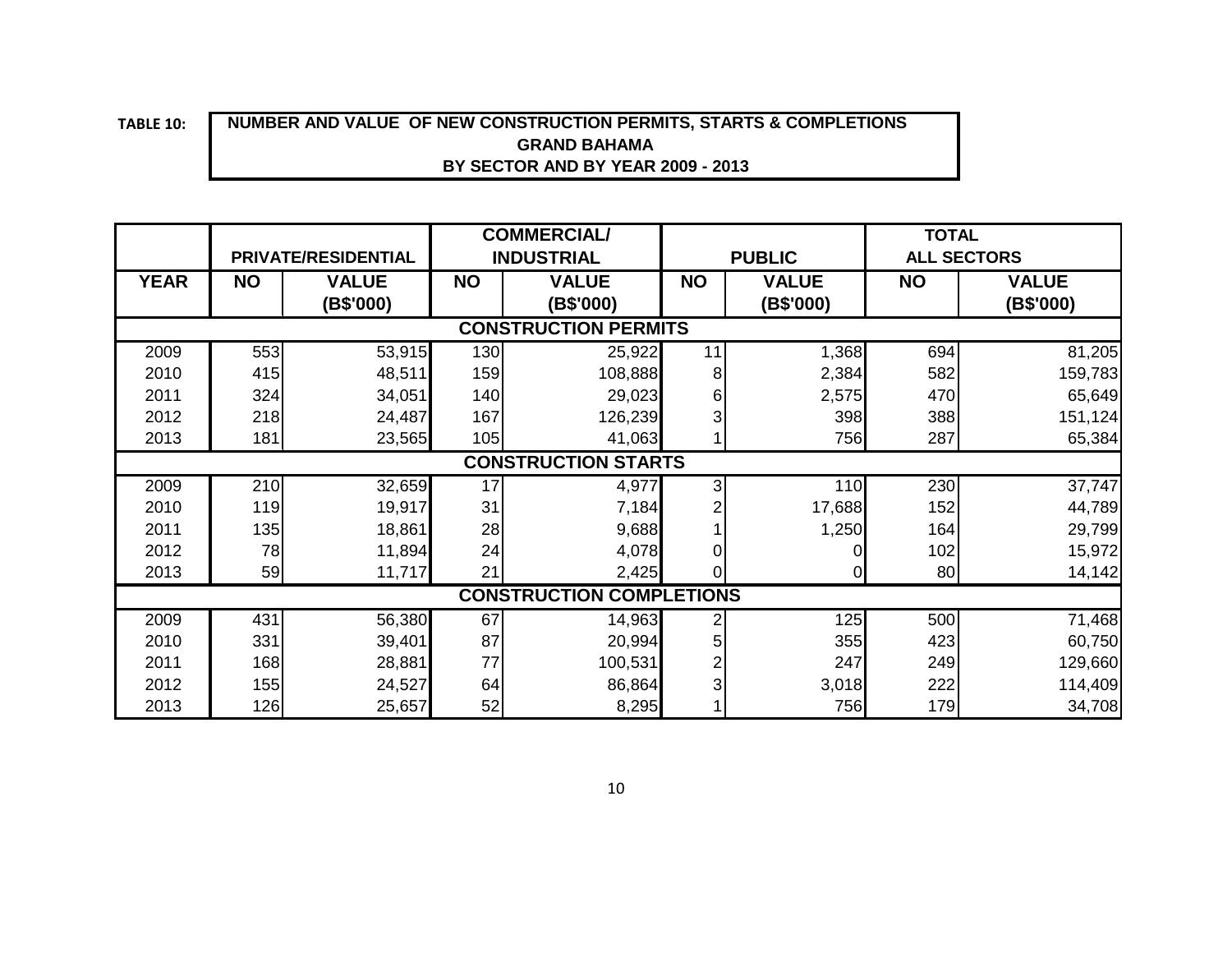**TABLE 10:** **NUMBER AND VALUE OF NEW CONSTRUCTION PERMITS, STARTS & COMPLETIONS GRAND BAHAMA BY SECTOR AND BY YEAR 2009 - 2013**

| | PRIVATE/RESIDENTIAL | | COMMERCIAL/ INDUSTRIAL | | PUBLIC | | TOTAL ALL SECTORS | |
|---|---|---|---|---|---|---|---|---|
| **YEAR** | **NO** | **VALUE (B$'000)** | **NO** | **VALUE (B$'000)** | **NO** | **VALUE (B$'000)** | **NO** | **VALUE (B$'000)** |
| **CONSTRUCTION PERMITS** | | | | | | | | |
| 2009 | 553 | 53,915 | 130 | 25,922 | 11 | 1,368 | 694 | 81,205 |
| 2010 | 415 | 48,511 | 159 | 108,888 | 8 | 2,384 | 582 | 159,783 |
| 2011 | 324 | 34,051 | 140 | 29,023 | 6 | 2,575 | 470 | 65,649 |
| 2012 | 218 | 24,487 | 167 | 126,239 | 3 | 398 | 388 | 151,124 |
| 2013 | 181 | 23,565 | 105 | 41,063 | 1 | 756 | 287 | 65,384 |
| **CONSTRUCTION STARTS** | | | | | | | | |
| 2009 | 210 | 32,659 | 17 | 4,977 | 3 | 110 | 230 | 37,747 |
| 2010 | 119 | 19,917 | 31 | 7,184 | 2 | 17,688 | 152 | 44,789 |
| 2011 | 135 | 18,861 | 28 | 9,688 | 1 | 1,250 | 164 | 29,799 |
| 2012 | 78 | 11,894 | 24 | 4,078 | 0 | 0 | 102 | 15,972 |
| 2013 | 59 | 11,717 | 21 | 2,425 | 0 | 0 | 80 | 14,142 |
| **CONSTRUCTION COMPLETIONS** | | | | | | | | |
| 2009 | 431 | 56,380 | 67 | 14,963 | 2 | 125 | 500 | 71,468 |
| 2010 | 331 | 39,401 | 87 | 20,994 | 5 | 355 | 423 | 60,750 |
| 2011 | 168 | 28,881 | 77 | 100,531 | 2 | 247 | 249 | 129,660 |
| 2012 | 155 | 24,527 | 64 | 86,864 | 3 | 3,018 | 222 | 114,409 |
| 2013 | 126 | 25,657 | 52 | 8,295 | 1 | 756 | 179 | 34,708 |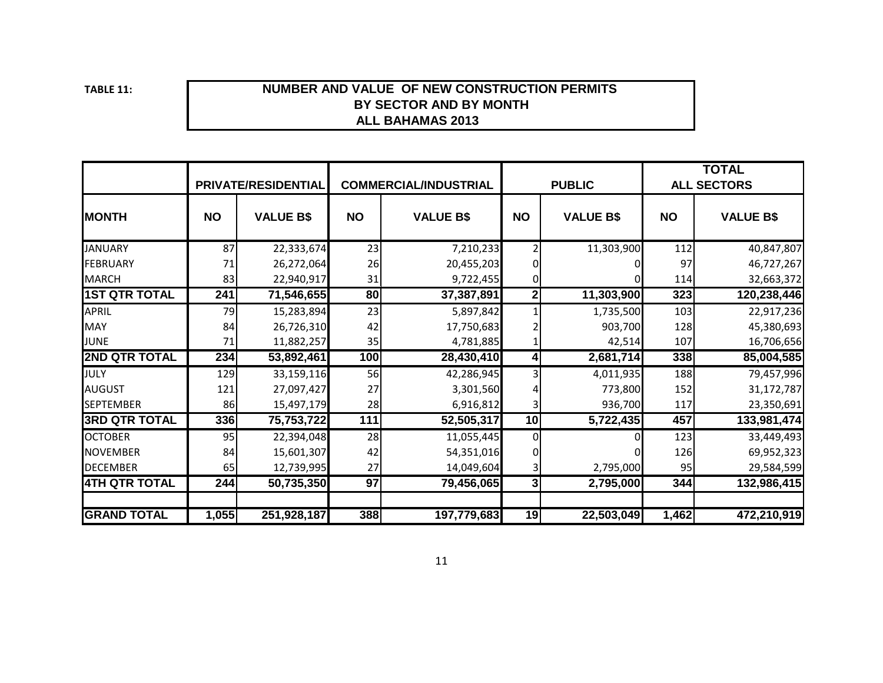TABLE 11:

**NUMBER AND VALUE OF NEW CONSTRUCTION PERMITS BY SECTOR AND BY MONTH ALL BAHAMAS 2013**

| | PRIVATE/RESIDENTIAL | | COMMERCIAL/INDUSTRIAL | | PUBLIC | | TOTAL ALL SECTORS | |
|---|---|---|---|---|---|---|---|---|
| **MONTH** | **NO** | **VALUE B$** | **NO** | **VALUE B$** | **NO** | **VALUE B$** | **NO** | **VALUE B$** |
| JANUARY | 87 | 22,333,674 | 23 | 7,210,233 | 2 | 11,303,900 | 112 | 40,847,807 |
| FEBRUARY | 71 | 26,272,064 | 26 | 20,455,203 | 0 | 0 | 97 | 46,727,267 |
| MARCH | 83 | 22,940,917 | 31 | 9,722,455 | 0 | 0 | 114 | 32,663,372 |
| **1ST QTR TOTAL** | **241** | **71,546,655** | **80** | **37,387,891** | **2** | **11,303,900** | **323** | **120,238,446** |
| APRIL | 79 | 15,283,894 | 23 | 5,897,842 | 1 | 1,735,500 | 103 | 22,917,236 |
| MAY | 84 | 26,726,310 | 42 | 17,750,683 | 2 | 903,700 | 128 | 45,380,693 |
| JUNE | 71 | 11,882,257 | 35 | 4,781,885 | 1 | 42,514 | 107 | 16,706,656 |
| **2ND QTR TOTAL** | **234** | **53,892,461** | **100** | **28,430,410** | **4** | **2,681,714** | **338** | **85,004,585** |
| JULY | 129 | 33,159,116 | 56 | 42,286,945 | 3 | 4,011,935 | 188 | 79,457,996 |
| AUGUST | 121 | 27,097,427 | 27 | 3,301,560 | 4 | 773,800 | 152 | 31,172,787 |
| SEPTEMBER | 86 | 15,497,179 | 28 | 6,916,812 | 3 | 936,700 | 117 | 23,350,691 |
| **3RD QTR TOTAL** | **336** | **75,753,722** | **111** | **52,505,317** | **10** | **5,722,435** | **457** | **133,981,474** |
| OCTOBER | 95 | 22,394,048 | 28 | 11,055,445 | 0 | 0 | 123 | 33,449,493 |
| NOVEMBER | 84 | 15,601,307 | 42 | 54,351,016 | 0 | 0 | 126 | 69,952,323 |
| DECEMBER | 65 | 12,739,995 | 27 | 14,049,604 | 3 | 2,795,000 | 95 | 29,584,599 |
| **4TH QTR TOTAL** | **244** | **50,735,350** | **97** | **79,456,065** | **3** | **2,795,000** | **344** | **132,986,415** |
| | | | | | | | | |
| **GRAND TOTAL** | **1,055** | **251,928,187** | **388** | **197,779,683** | **19** | **22,503,049** | **1,462** | **472,210,919** |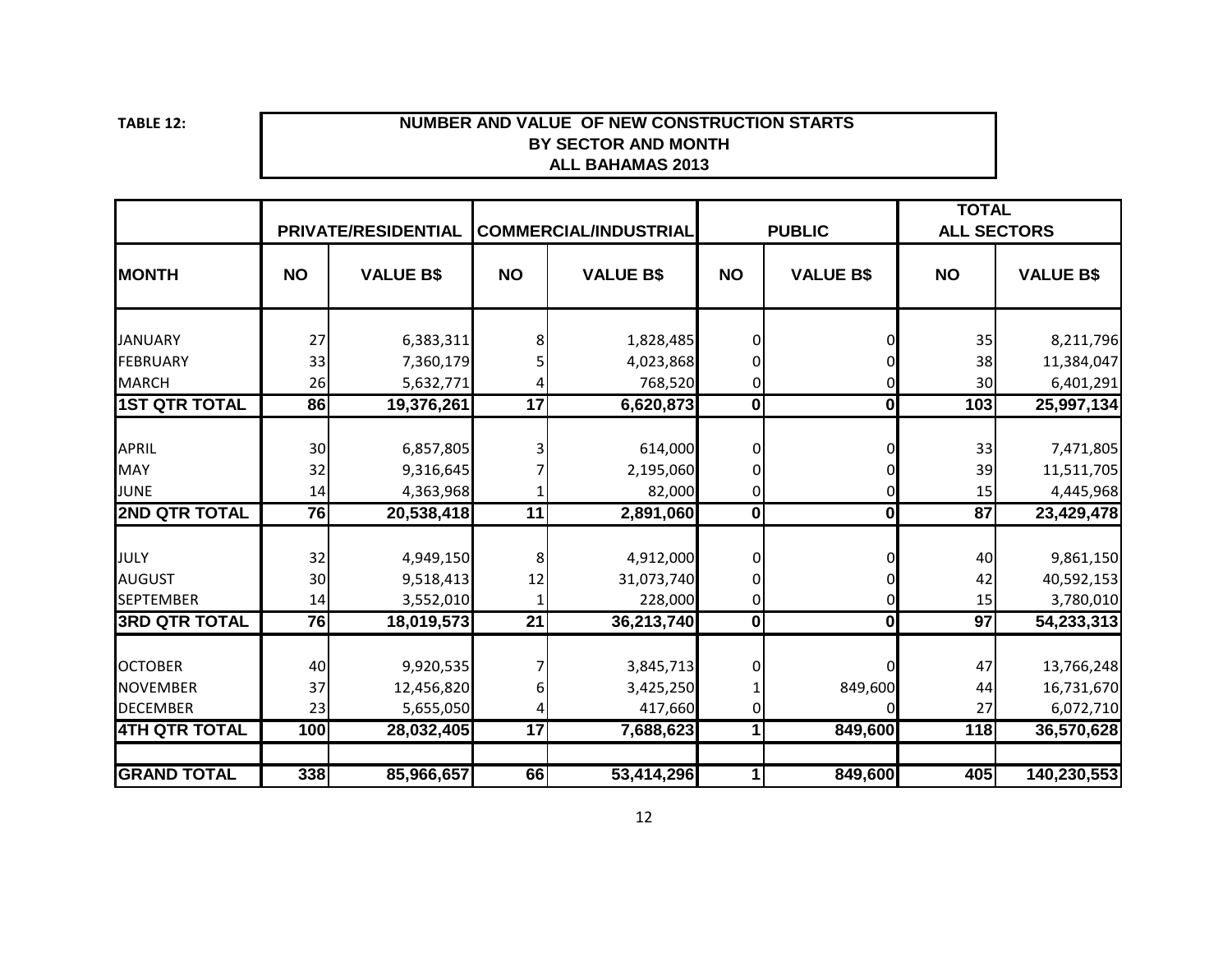**TABLE 12:**

**NUMBER AND VALUE OF NEW CONSTRUCTION STARTS BY SECTOR AND MONTH ALL BAHAMAS 2013**

| | PRIVATE/RESIDENTIAL | | COMMERCIAL/INDUSTRIAL | | PUBLIC | | TOTAL ALL SECTORS | |
|---|---|---|---|---|---|---|---|---|
| **MONTH** | **NO** | **VALUE B$** | **NO** | **VALUE B$** | **NO** | **VALUE B$** | **NO** | **VALUE B$** |
| JANUARY | 27 | 6,383,311 | 8 | 1,828,485 | 0 | 0 | 35 | 8,211,796 |
| FEBRUARY | 33 | 7,360,179 | 5 | 4,023,868 | 0 | 0 | 38 | 11,384,047 |
| MARCH | 26 | 5,632,771 | 4 | 768,520 | 0 | 0 | 30 | 6,401,291 |
| **1ST QTR TOTAL** | **86** | **19,376,261** | **17** | **6,620,873** | **0** | **0** | **103** | **25,997,134** |
| APRIL | 30 | 6,857,805 | 3 | 614,000 | 0 | 0 | 33 | 7,471,805 |
| MAY | 32 | 9,316,645 | 7 | 2,195,060 | 0 | 0 | 39 | 11,511,705 |
| JUNE | 14 | 4,363,968 | 1 | 82,000 | 0 | 0 | 15 | 4,445,968 |
| **2ND QTR TOTAL** | **76** | **20,538,418** | **11** | **2,891,060** | **0** | **0** | **87** | **23,429,478** |
| JULY | 32 | 4,949,150 | 8 | 4,912,000 | 0 | 0 | 40 | 9,861,150 |
| AUGUST | 30 | 9,518,413 | 12 | 31,073,740 | 0 | 0 | 42 | 40,592,153 |
| SEPTEMBER | 14 | 3,552,010 | 1 | 228,000 | 0 | 0 | 15 | 3,780,010 |
| **3RD QTR TOTAL** | **76** | **18,019,573** | **21** | **36,213,740** | **0** | **0** | **97** | **54,233,313** |
| OCTOBER | 40 | 9,920,535 | 7 | 3,845,713 | 0 | 0 | 47 | 13,766,248 |
| NOVEMBER | 37 | 12,456,820 | 6 | 3,425,250 | 1 | 849,600 | 44 | 16,731,670 |
| DECEMBER | 23 | 5,655,050 | 4 | 417,660 | 0 | 0 | 27 | 6,072,710 |
| **4TH QTR TOTAL** | **100** | **28,032,405** | **17** | **7,688,623** | **1** | **849,600** | **118** | **36,570,628** |
| **GRAND TOTAL** | **338** | **85,966,657** | **66** | **53,414,296** | **1** | **849,600** | **405** | **140,230,553** |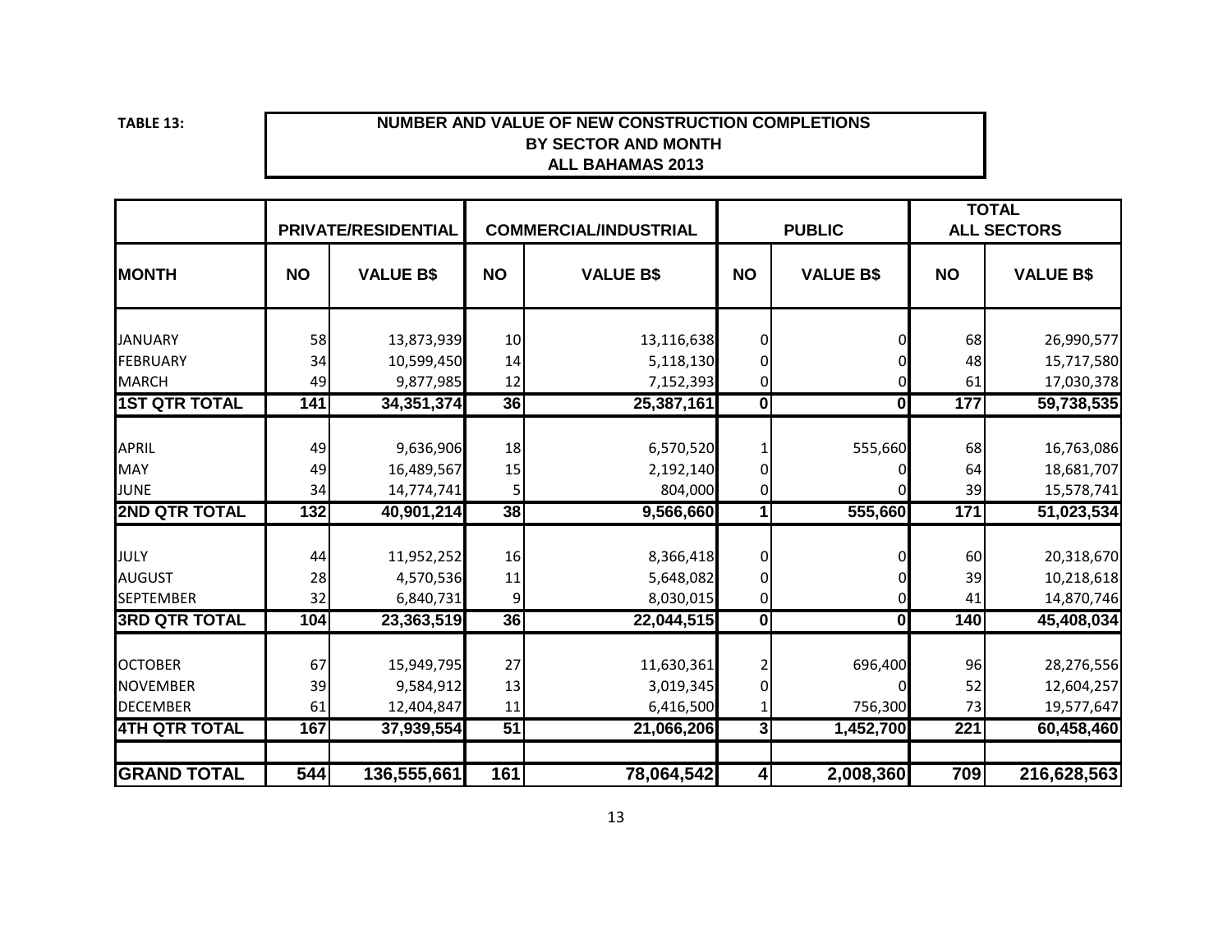**TABLE 13:**

**NUMBER AND VALUE OF NEW CONSTRUCTION COMPLETIONS BY SECTOR AND MONTH ALL BAHAMAS 2013**

| | PRIVATE/RESIDENTIAL | | COMMERCIAL/INDUSTRIAL | | PUBLIC | | TOTAL ALL SECTORS | |
|---|---|---|---|---|---|---|---|---|
| **MONTH** | **NO** | **VALUE B$** | **NO** | **VALUE B$** | **NO** | **VALUE B$** | **NO** | **VALUE B$** |
| JANUARY | 58 | 13,873,939 | 10 | 13,116,638 | 0 | 0 | 68 | 26,990,577 |
| FEBRUARY | 34 | 10,599,450 | 14 | 5,118,130 | 0 | 0 | 48 | 15,717,580 |
| MARCH | 49 | 9,877,985 | 12 | 7,152,393 | 0 | 0 | 61 | 17,030,378 |
| **1ST QTR TOTAL** | **141** | **34,351,374** | **36** | **25,387,161** | **0** | **0** | **177** | **59,738,535** |
| APRIL | 49 | 9,636,906 | 18 | 6,570,520 | 1 | 555,660 | 68 | 16,763,086 |
| MAY | 49 | 16,489,567 | 15 | 2,192,140 | 0 | 0 | 64 | 18,681,707 |
| JUNE | 34 | 14,774,741 | 5 | 804,000 | 0 | 0 | 39 | 15,578,741 |
| **2ND QTR TOTAL** | **132** | **40,901,214** | **38** | **9,566,660** | **1** | **555,660** | **171** | **51,023,534** |
| JULY | 44 | 11,952,252 | 16 | 8,366,418 | 0 | 0 | 60 | 20,318,670 |
| AUGUST | 28 | 4,570,536 | 11 | 5,648,082 | 0 | 0 | 39 | 10,218,618 |
| SEPTEMBER | 32 | 6,840,731 | 9 | 8,030,015 | 0 | 0 | 41 | 14,870,746 |
| **3RD QTR TOTAL** | **104** | **23,363,519** | **36** | **22,044,515** | **0** | **0** | **140** | **45,408,034** |
| OCTOBER | 67 | 15,949,795 | 27 | 11,630,361 | 2 | 696,400 | 96 | 28,276,556 |
| NOVEMBER | 39 | 9,584,912 | 13 | 3,019,345 | 0 | 0 | 52 | 12,604,257 |
| DECEMBER | 61 | 12,404,847 | 11 | 6,416,500 | 1 | 756,300 | 73 | 19,577,647 |
| **4TH QTR TOTAL** | **167** | **37,939,554** | **51** | **21,066,206** | **3** | **1,452,700** | **221** | **60,458,460** |
| **GRAND TOTAL** | **544** | **136,555,661** | **161** | **78,064,542** | **4** | **2,008,360** | **709** | **216,628,563** |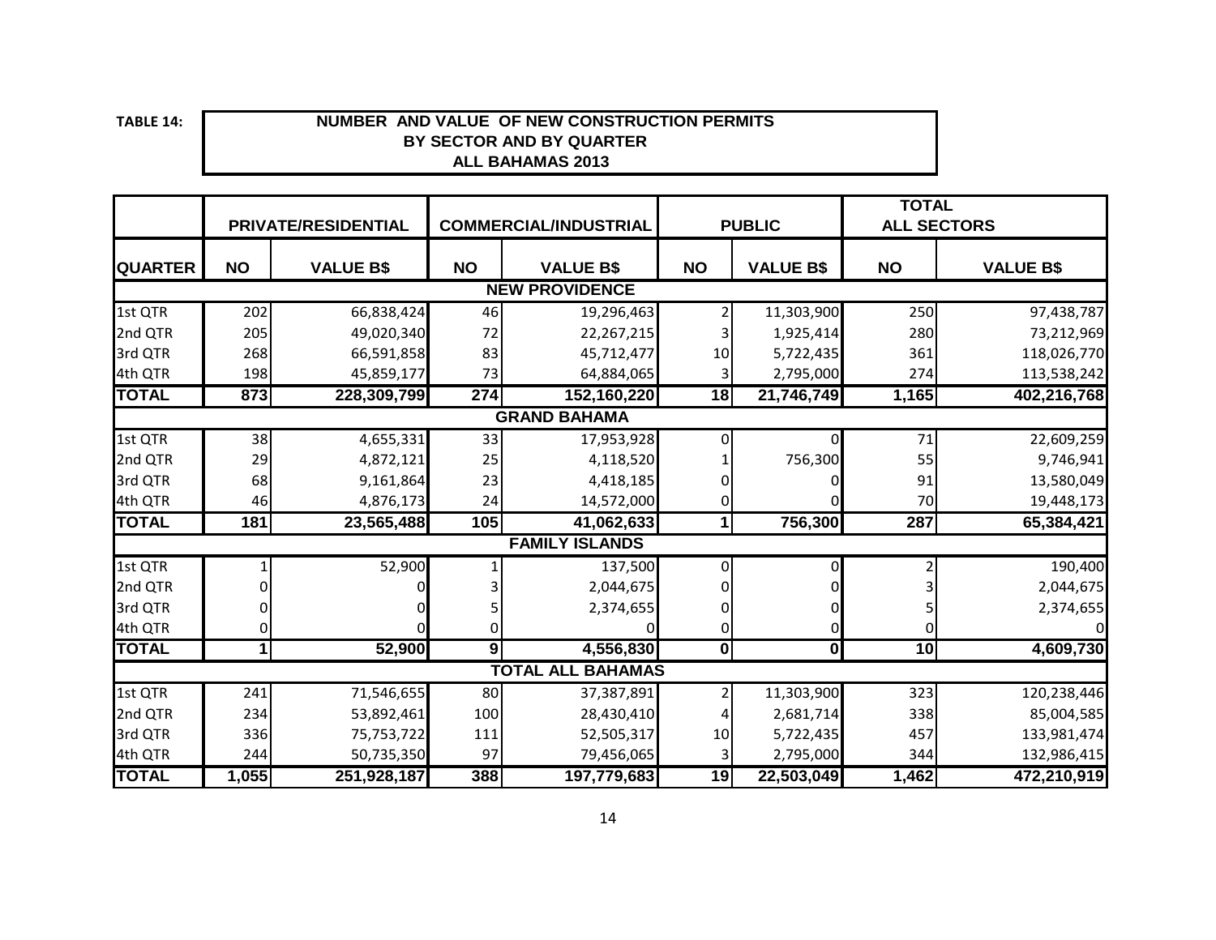**TABLE 14:**

**NUMBER AND VALUE OF NEW CONSTRUCTION PERMITS**
**BY SECTOR AND BY QUARTER**
**ALL BAHAMAS 2013**

| | PRIVATE/RESIDENTIAL | | COMMERCIAL/INDUSTRIAL | | PUBLIC | | TOTAL ALL SECTORS | |
|---|---|---|---|---|---|---|---|---|
| **QUARTER** | **NO** | **VALUE B$** | **NO** | **VALUE B$** | **NO** | **VALUE B$** | **NO** | **VALUE B$** |
| | | | **NEW PROVIDENCE** | | | | | |
| 1st QTR | 202 | 66,838,424 | 46 | 19,296,463 | 2 | 11,303,900 | 250 | 97,438,787 |
| 2nd QTR | 205 | 49,020,340 | 72 | 22,267,215 | 3 | 1,925,414 | 280 | 73,212,969 |
| 3rd QTR | 268 | 66,591,858 | 83 | 45,712,477 | 10 | 5,722,435 | 361 | 118,026,770 |
| 4th QTR | 198 | 45,859,177 | 73 | 64,884,065 | 3 | 2,795,000 | 274 | 113,538,242 |
| **TOTAL** | **873** | **228,309,799** | **274** | **152,160,220** | **18** | **21,746,749** | **1,165** | **402,216,768** |
| | | | **GRAND BAHAMA** | | | | | |
| 1st QTR | 38 | 4,655,331 | 33 | 17,953,928 | 0 | 0 | 71 | 22,609,259 |
| 2nd QTR | 29 | 4,872,121 | 25 | 4,118,520 | 1 | 756,300 | 55 | 9,746,941 |
| 3rd QTR | 68 | 9,161,864 | 23 | 4,418,185 | 0 | 0 | 91 | 13,580,049 |
| 4th QTR | 46 | 4,876,173 | 24 | 14,572,000 | 0 | 0 | 70 | 19,448,173 |
| **TOTAL** | **181** | **23,565,488** | **105** | **41,062,633** | **1** | **756,300** | **287** | **65,384,421** |
| | | | **FAMILY ISLANDS** | | | | | |
| 1st QTR | 1 | 52,900 | 1 | 137,500 | 0 | 0 | 2 | 190,400 |
| 2nd QTR | 0 | 0 | 3 | 2,044,675 | 0 | 0 | 3 | 2,044,675 |
| 3rd QTR | 0 | 0 | 5 | 2,374,655 | 0 | 0 | 5 | 2,374,655 |
| 4th QTR | 0 | 0 | 0 | 0 | 0 | 0 | 0 | 0 |
| **TOTAL** | **1** | **52,900** | **9** | **4,556,830** | **0** | **0** | **10** | **4,609,730** |
| | | | **TOTAL ALL BAHAMAS** | | | | | |
| 1st QTR | 241 | 71,546,655 | 80 | 37,387,891 | 2 | 11,303,900 | 323 | 120,238,446 |
| 2nd QTR | 234 | 53,892,461 | 100 | 28,430,410 | 4 | 2,681,714 | 338 | 85,004,585 |
| 3rd QTR | 336 | 75,753,722 | 111 | 52,505,317 | 10 | 5,722,435 | 457 | 133,981,474 |
| 4th QTR | 244 | 50,735,350 | 97 | 79,456,065 | 3 | 2,795,000 | 344 | 132,986,415 |
| **TOTAL** | **1,055** | **251,928,187** | **388** | **197,779,683** | **19** | **22,503,049** | **1,462** | **472,210,919** |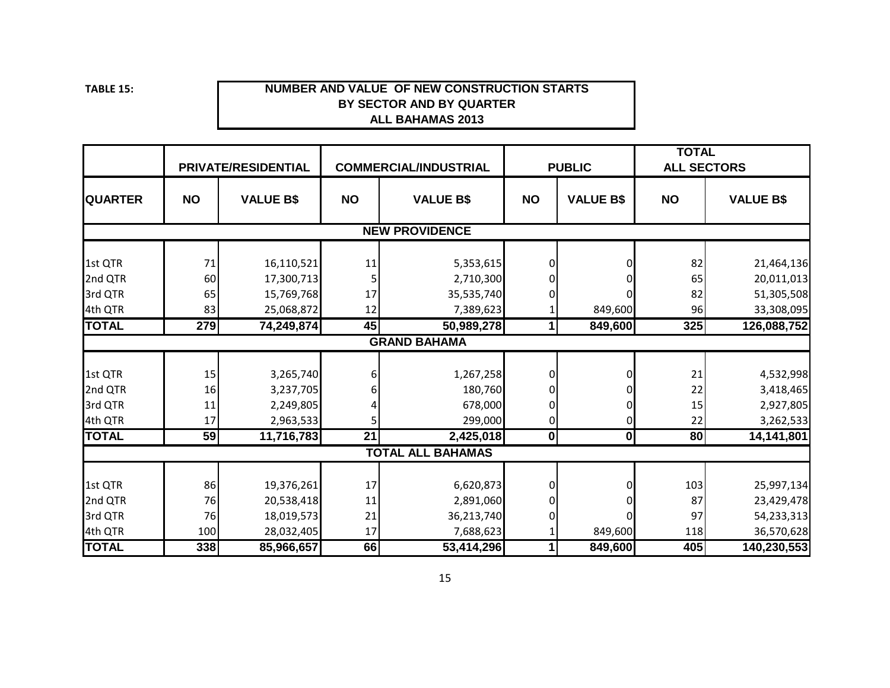**TABLE 15:**

**NUMBER AND VALUE OF NEW CONSTRUCTION STARTS BY SECTOR AND BY QUARTER ALL BAHAMAS 2013**

| | PRIVATE/RESIDENTIAL | | COMMERCIAL/INDUSTRIAL | | PUBLIC | | TOTAL ALL SECTORS | |
|---|---|---|---|---|---|---|---|---|
| **QUARTER** | **NO** | **VALUE B$** | **NO** | **VALUE B$** | **NO** | **VALUE B$** | **NO** | **VALUE B$** |
| | | | | **NEW PROVIDENCE** | | | | |
| 1st QTR | 71 | 16,110,521 | 11 | 5,353,615 | 0 | 0 | 82 | 21,464,136 |
| 2nd QTR | 60 | 17,300,713 | 5 | 2,710,300 | 0 | 0 | 65 | 20,011,013 |
| 3rd QTR | 65 | 15,769,768 | 17 | 35,535,740 | 0 | 0 | 82 | 51,305,508 |
| 4th QTR | 83 | 25,068,872 | 12 | 7,389,623 | 1 | 849,600 | 96 | 33,308,095 |
| **TOTAL** | **279** | **74,249,874** | **45** | **50,989,278** | **1** | **849,600** | **325** | **126,088,752** |
| | | | | **GRAND BAHAMA** | | | | |
| 1st QTR | 15 | 3,265,740 | 6 | 1,267,258 | 0 | 0 | 21 | 4,532,998 |
| 2nd QTR | 16 | 3,237,705 | 6 | 180,760 | 0 | 0 | 22 | 3,418,465 |
| 3rd QTR | 11 | 2,249,805 | 4 | 678,000 | 0 | 0 | 15 | 2,927,805 |
| 4th QTR | 17 | 2,963,533 | 5 | 299,000 | 0 | 0 | 22 | 3,262,533 |
| **TOTAL** | **59** | **11,716,783** | **21** | **2,425,018** | **0** | **0** | **80** | **14,141,801** |
| | | | | **TOTAL ALL BAHAMAS** | | | | |
| 1st QTR | 86 | 19,376,261 | 17 | 6,620,873 | 0 | 0 | 103 | 25,997,134 |
| 2nd QTR | 76 | 20,538,418 | 11 | 2,891,060 | 0 | 0 | 87 | 23,429,478 |
| 3rd QTR | 76 | 18,019,573 | 21 | 36,213,740 | 0 | 0 | 97 | 54,233,313 |
| 4th QTR | 100 | 28,032,405 | 17 | 7,688,623 | 1 | 849,600 | 118 | 36,570,628 |
| **TOTAL** | **338** | **85,966,657** | **66** | **53,414,296** | **1** | **849,600** | **405** | **140,230,553** |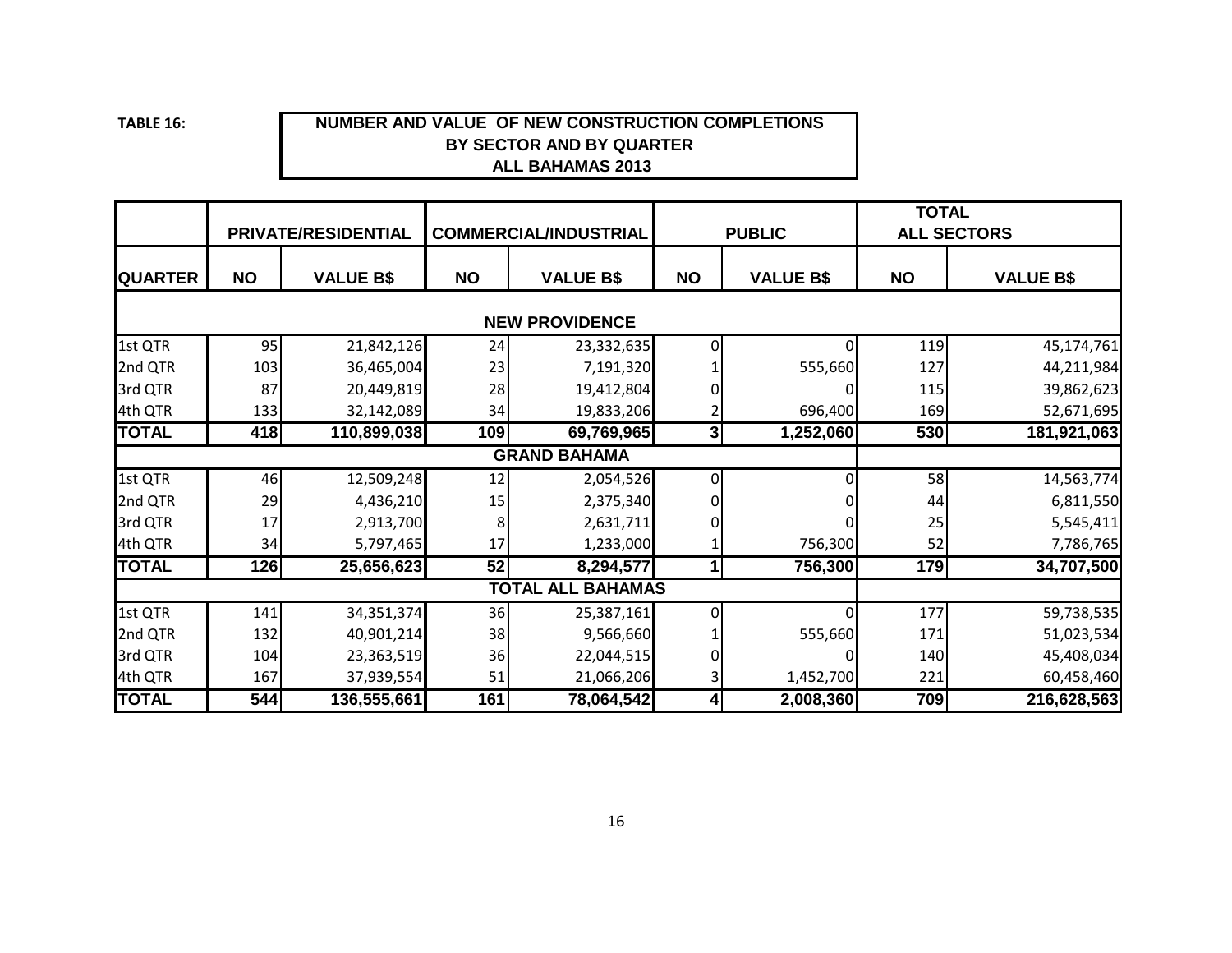**TABLE 16:**

**NUMBER AND VALUE OF NEW CONSTRUCTION COMPLETIONS BY SECTOR AND BY QUARTER ALL BAHAMAS 2013**

| | PRIVATE/RESIDENTIAL | | COMMERCIAL/INDUSTRIAL | | PUBLIC | | TOTAL ALL SECTORS | |
|---|---|---|---|---|---|---|---|---|
| **QUARTER** | **NO** | **VALUE B$** | **NO** | **VALUE B$** | **NO** | **VALUE B$** | **NO** | **VALUE B$** |
| | | | | **NEW PROVIDENCE** | | | | |
| 1st QTR | 95 | 21,842,126 | 24 | 23,332,635 | 0 | 0 | 119 | 45,174,761 |
| 2nd QTR | 103 | 36,465,004 | 23 | 7,191,320 | 1 | 555,660 | 127 | 44,211,984 |
| 3rd QTR | 87 | 20,449,819 | 28 | 19,412,804 | 0 | 0 | 115 | 39,862,623 |
| 4th QTR | 133 | 32,142,089 | 34 | 19,833,206 | 2 | 696,400 | 169 | 52,671,695 |
| **TOTAL** | **418** | **110,899,038** | **109** | **69,769,965** | **3** | **1,252,060** | **530** | **181,921,063** |
| | | | | **GRAND BAHAMA** | | | | |
| 1st QTR | 46 | 12,509,248 | 12 | 2,054,526 | 0 | 0 | 58 | 14,563,774 |
| 2nd QTR | 29 | 4,436,210 | 15 | 2,375,340 | 0 | 0 | 44 | 6,811,550 |
| 3rd QTR | 17 | 2,913,700 | 8 | 2,631,711 | 0 | 0 | 25 | 5,545,411 |
| 4th QTR | 34 | 5,797,465 | 17 | 1,233,000 | 1 | 756,300 | 52 | 7,786,765 |
| **TOTAL** | **126** | **25,656,623** | **52** | **8,294,577** | **1** | **756,300** | **179** | **34,707,500** |
| | | | | **TOTAL ALL BAHAMAS** | | | | |
| 1st QTR | 141 | 34,351,374 | 36 | 25,387,161 | 0 | 0 | 177 | 59,738,535 |
| 2nd QTR | 132 | 40,901,214 | 38 | 9,566,660 | 1 | 555,660 | 171 | 51,023,534 |
| 3rd QTR | 104 | 23,363,519 | 36 | 22,044,515 | 0 | 0 | 140 | 45,408,034 |
| 4th QTR | 167 | 37,939,554 | 51 | 21,066,206 | 3 | 1,452,700 | 221 | 60,458,460 |
| **TOTAL** | **544** | **136,555,661** | **161** | **78,064,542** | **4** | **2,008,360** | **709** | **216,628,563** |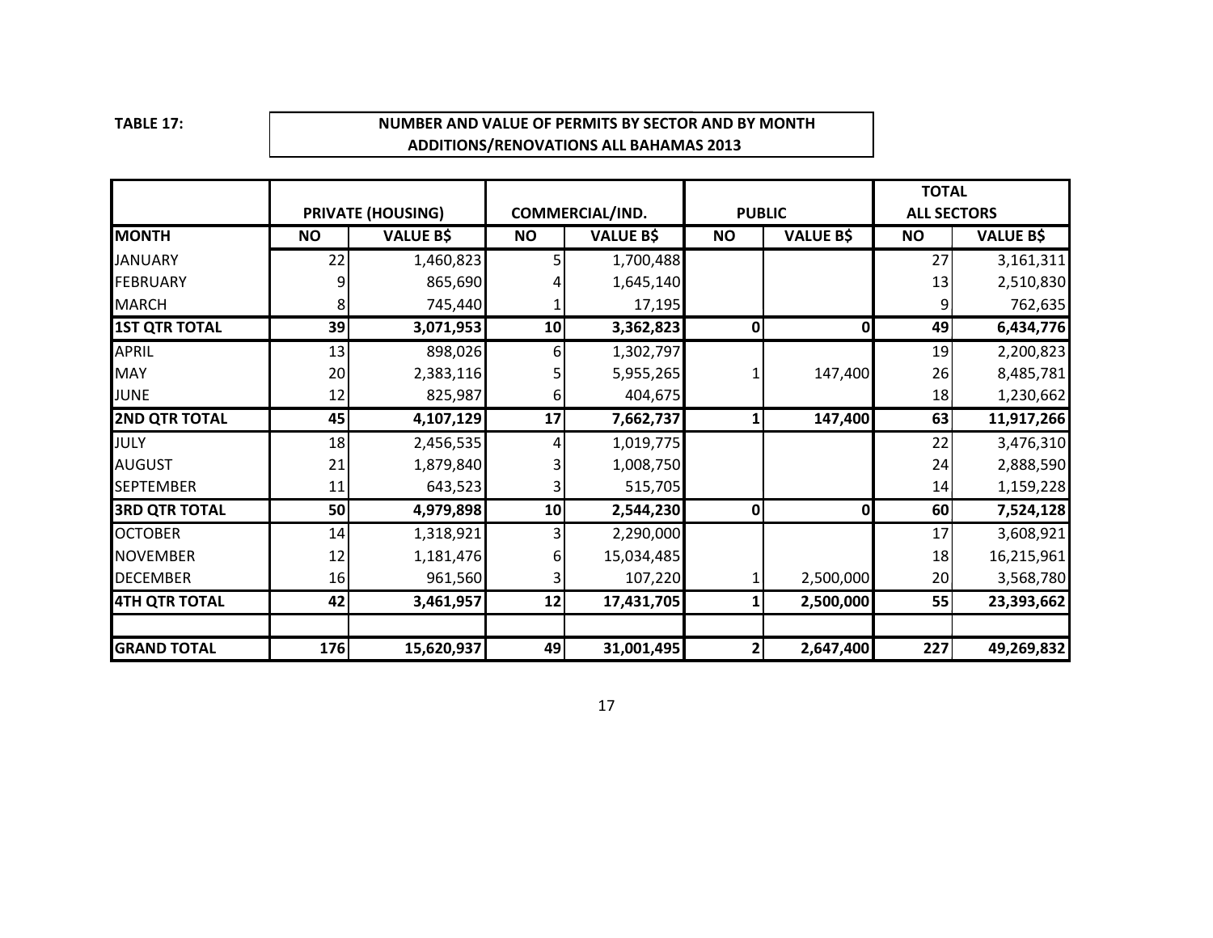**TABLE 17:**

**NUMBER AND VALUE OF PERMITS BY SECTOR AND BY MONTH**
**ADDITIONS/RENOVATIONS ALL BAHAMAS 2013**

| | PRIVATE (HOUSING) | | COMMERCIAL/IND. | | PUBLIC | | TOTAL ALL SECTORS | |
|---|---|---|---|---|---|---|---|---|
| **MONTH** | **NO** | **VALUE B$** | **NO** | **VALUE B$** | **NO** | **VALUE B$** | **NO** | **VALUE B$** |
| JANUARY | 22 | 1,460,823 | 5 | 1,700,488 | | | 27 | 3,161,311 |
| FEBRUARY | 9 | 865,690 | 4 | 1,645,140 | | | 13 | 2,510,830 |
| MARCH | 8 | 745,440 | 1 | 17,195 | | | 9 | 762,635 |
| **1ST QTR TOTAL** | **39** | **3,071,953** | **10** | **3,362,823** | **0** | **0** | **49** | **6,434,776** |
| APRIL | 13 | 898,026 | 6 | 1,302,797 | | | 19 | 2,200,823 |
| MAY | 20 | 2,383,116 | 5 | 5,955,265 | 1 | 147,400 | 26 | 8,485,781 |
| JUNE | 12 | 825,987 | 6 | 404,675 | | | 18 | 1,230,662 |
| **2ND QTR TOTAL** | **45** | **4,107,129** | **17** | **7,662,737** | **1** | **147,400** | **63** | **11,917,266** |
| JULY | 18 | 2,456,535 | 4 | 1,019,775 | | | 22 | 3,476,310 |
| AUGUST | 21 | 1,879,840 | 3 | 1,008,750 | | | 24 | 2,888,590 |
| SEPTEMBER | 11 | 643,523 | 3 | 515,705 | | | 14 | 1,159,228 |
| **3RD QTR TOTAL** | **50** | **4,979,898** | **10** | **2,544,230** | **0** | **0** | **60** | **7,524,128** |
| OCTOBER | 14 | 1,318,921 | 3 | 2,290,000 | | | 17 | 3,608,921 |
| NOVEMBER | 12 | 1,181,476 | 6 | 15,034,485 | | | 18 | 16,215,961 |
| DECEMBER | 16 | 961,560 | 3 | 107,220 | 1 | 2,500,000 | 20 | 3,568,780 |
| **4TH QTR TOTAL** | **42** | **3,461,957** | **12** | **17,431,705** | **1** | **2,500,000** | **55** | **23,393,662** |
| | | | | | | | | |
| **GRAND TOTAL** | **176** | **15,620,937** | **49** | **31,001,495** | **2** | **2,647,400** | **227** | **49,269,832** |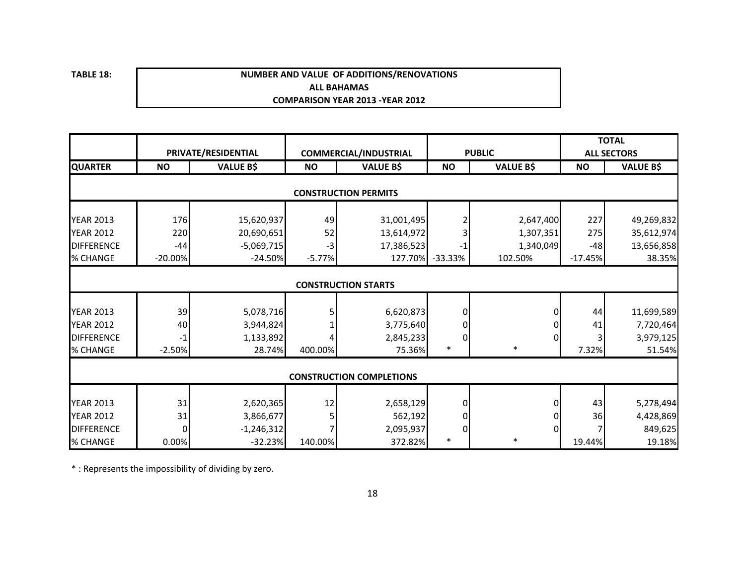**TABLE 18:**

**NUMBER AND VALUE OF ADDITIONS/RENOVATIONS**
**ALL BAHAMAS**
**COMPARISON YEAR 2013 -YEAR 2012**

| | PRIVATE/RESIDENTIAL | | COMMERCIAL/INDUSTRIAL | | PUBLIC | | TOTAL ALL SECTORS | |
|---|---|---|---|---|---|---|---|---|
| **QUARTER** | **NO** | **VALUE B$** | **NO** | **VALUE B$** | **NO** | **VALUE B$** | **NO** | **VALUE B$** |
| **CONSTRUCTION PERMITS** | | | | | | | | |
| YEAR 2013 | 176 | 15,620,937 | 49 | 31,001,495 | 2 | 2,647,400 | 227 | 49,269,832 |
| YEAR 2012 | 220 | 20,690,651 | 52 | 13,614,972 | 3 | 1,307,351 | 275 | 35,612,974 |
| DIFFERENCE | -44 | -5,069,715 | -3 | 17,386,523 | -1 | 1,340,049 | -48 | 13,656,858 |
| % CHANGE | -20.00% | -24.50% | -5.77% | 127.70% | -33.33% | 102.50% | -17.45% | 38.35% |
| **CONSTRUCTION STARTS** | | | | | | | | |
| YEAR 2013 | 39 | 5,078,716 | 5 | 6,620,873 | 0 | 0 | 44 | 11,699,589 |
| YEAR 2012 | 40 | 3,944,824 | 1 | 3,775,640 | 0 | 0 | 41 | 7,720,464 |
| DIFFERENCE | -1 | 1,133,892 | 4 | 2,845,233 | 0 | 0 | 3 | 3,979,125 |
| % CHANGE | -2.50% | 28.74% | 400.00% | 75.36% | * | * | 7.32% | 51.54% |
| **CONSTRUCTION COMPLETIONS** | | | | | | | | |
| YEAR 2013 | 31 | 2,620,365 | 12 | 2,658,129 | 0 | 0 | 43 | 5,278,494 |
| YEAR 2012 | 31 | 3,866,677 | 5 | 562,192 | 0 | 0 | 36 | 4,428,869 |
| DIFFERENCE | 0 | -1,246,312 | 7 | 2,095,937 | 0 | 0 | 7 | 849,625 |
| % CHANGE | 0.00% | -32.23% | 140.00% | 372.82% | * | * | 19.44% | 19.18% |

* : Represents the impossibility of dividing by zero.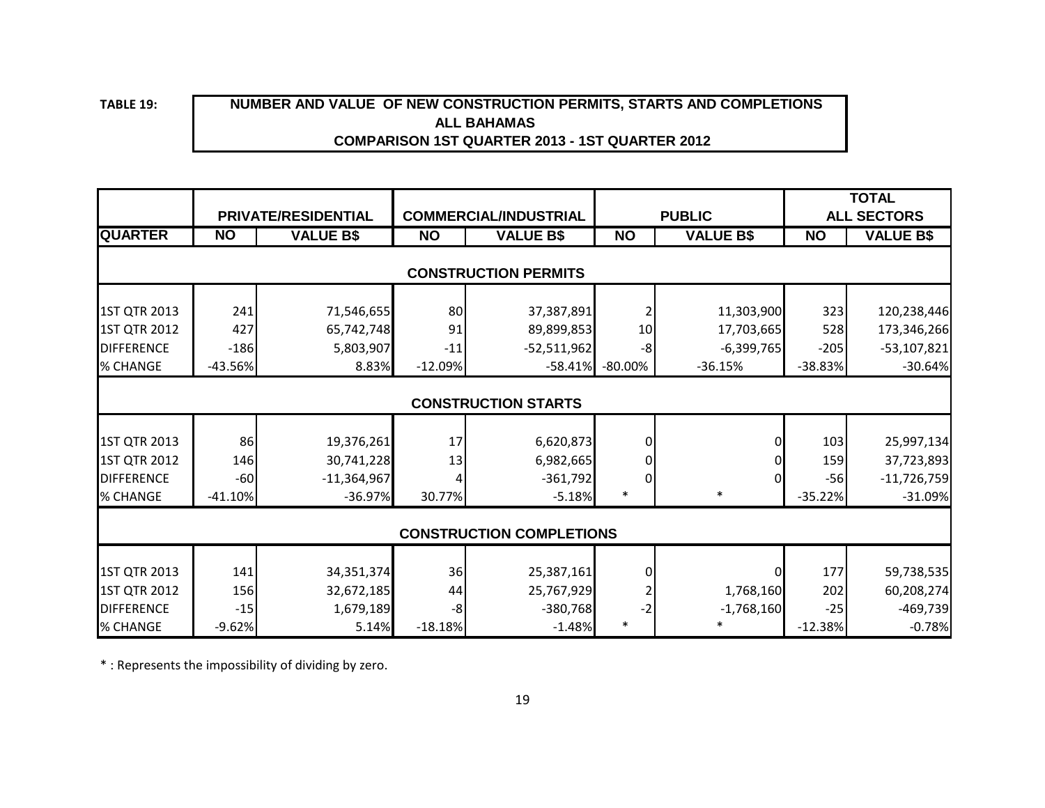**TABLE 19:**

**NUMBER AND VALUE OF NEW CONSTRUCTION PERMITS, STARTS AND COMPLETIONS**
**ALL BAHAMAS**
**COMPARISON 1ST QUARTER 2013 - 1ST QUARTER 2012**

| | PRIVATE/RESIDENTIAL | | COMMERCIAL/INDUSTRIAL | | PUBLIC | | TOTAL ALL SECTORS | |
|---|---|---|---|---|---|---|---|---|
| **QUARTER** | **NO** | **VALUE B$** | **NO** | **VALUE B$** | **NO** | **VALUE B$** | **NO** | **VALUE B$** |
| **CONSTRUCTION PERMITS** | | | | | | | | |
| 1ST QTR 2013 | 241 | 71,546,655 | 80 | 37,387,891 | 2 | 11,303,900 | 323 | 120,238,446 |
| 1ST QTR 2012 | 427 | 65,742,748 | 91 | 89,899,853 | 10 | 17,703,665 | 528 | 173,346,266 |
| DIFFERENCE | -186 | 5,803,907 | -11 | -52,511,962 | -8 | -6,399,765 | -205 | -53,107,821 |
| % CHANGE | -43.56% | 8.83% | -12.09% | -58.41% | -80.00% | -36.15% | -38.83% | -30.64% |
| **CONSTRUCTION STARTS** | | | | | | | | |
| 1ST QTR 2013 | 86 | 19,376,261 | 17 | 6,620,873 | 0 | 0 | 103 | 25,997,134 |
| 1ST QTR 2012 | 146 | 30,741,228 | 13 | 6,982,665 | 0 | 0 | 159 | 37,723,893 |
| DIFFERENCE | -60 | -11,364,967 | 4 | -361,792 | 0 | 0 | -56 | -11,726,759 |
| % CHANGE | -41.10% | -36.97% | 30.77% | -5.18% | * | * | -35.22% | -31.09% |
| **CONSTRUCTION COMPLETIONS** | | | | | | | | |
| 1ST QTR 2013 | 141 | 34,351,374 | 36 | 25,387,161 | 0 | 0 | 177 | 59,738,535 |
| 1ST QTR 2012 | 156 | 32,672,185 | 44 | 25,767,929 | 2 | 1,768,160 | 202 | 60,208,274 |
| DIFFERENCE | -15 | 1,679,189 | -8 | -380,768 | -2 | -1,768,160 | -25 | -469,739 |
| % CHANGE | -9.62% | 5.14% | -18.18% | -1.48% | * | * | -12.38% | -0.78% |

* : Represents the impossibility of dividing by zero.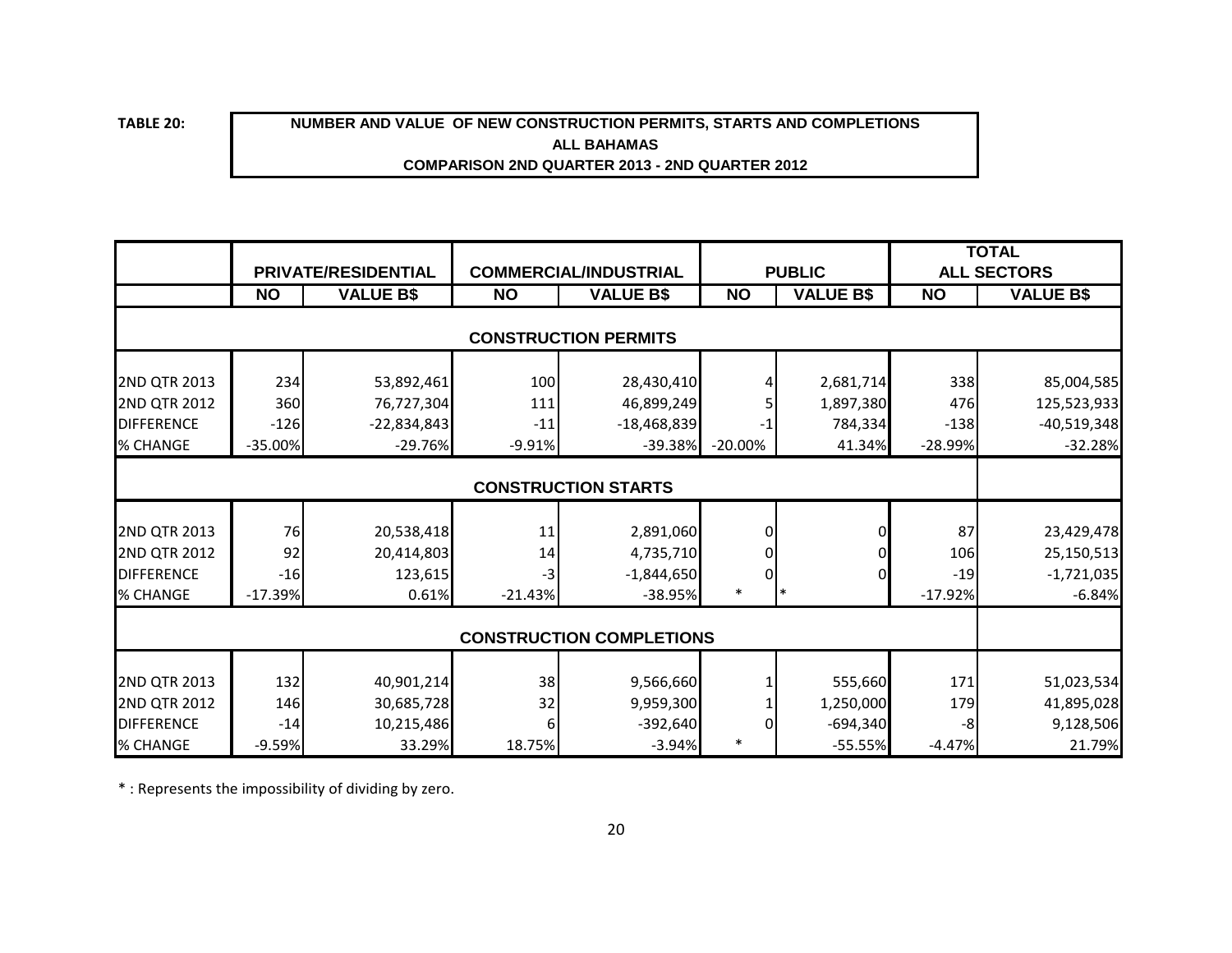**TABLE 20:**

**NUMBER AND VALUE OF NEW CONSTRUCTION PERMITS, STARTS AND COMPLETIONS**
**ALL BAHAMAS**
**COMPARISON 2ND QUARTER 2013 - 2ND QUARTER 2012**

| | PRIVATE/RESIDENTIAL | | COMMERCIAL/INDUSTRIAL | | PUBLIC | | TOTAL ALL SECTORS | |
|---|---|---|---|---|---|---|---|---|
| | **NO** | **VALUE B$** | **NO** | **VALUE B$** | **NO** | **VALUE B$** | **NO** | **VALUE B$** |
| **CONSTRUCTION PERMITS** | | | | | | | | |
| 2ND QTR 2013 | 234 | 53,892,461 | 100 | 28,430,410 | 4 | 2,681,714 | 338 | 85,004,585 |
| 2ND QTR 2012 | 360 | 76,727,304 | 111 | 46,899,249 | 5 | 1,897,380 | 476 | 125,523,933 |
| DIFFERENCE | -126 | -22,834,843 | -11 | -18,468,839 | -1 | 784,334 | -138 | -40,519,348 |
| % CHANGE | -35.00% | -29.76% | -9.91% | -39.38% | -20.00% | 41.34% | -28.99% | -32.28% |
| **CONSTRUCTION STARTS** | | | | | | | | |
| 2ND QTR 2013 | 76 | 20,538,418 | 11 | 2,891,060 | 0 | 0 | 87 | 23,429,478 |
| 2ND QTR 2012 | 92 | 20,414,803 | 14 | 4,735,710 | 0 | 0 | 106 | 25,150,513 |
| DIFFERENCE | -16 | 123,615 | -3 | -1,844,650 | 0 | 0 | -19 | -1,721,035 |
| % CHANGE | -17.39% | 0.61% | -21.43% | -38.95% | * | * | -17.92% | -6.84% |
| **CONSTRUCTION COMPLETIONS** | | | | | | | | |
| 2ND QTR 2013 | 132 | 40,901,214 | 38 | 9,566,660 | 1 | 555,660 | 171 | 51,023,534 |
| 2ND QTR 2012 | 146 | 30,685,728 | 32 | 9,959,300 | 1 | 1,250,000 | 179 | 41,895,028 |
| DIFFERENCE | -14 | 10,215,486 | 6 | -392,640 | 0 | -694,340 | -8 | 9,128,506 |
| % CHANGE | -9.59% | 33.29% | 18.75% | -3.94% | * | -55.55% | -4.47% | 21.79% |

* : Represents the impossibility of dividing by zero.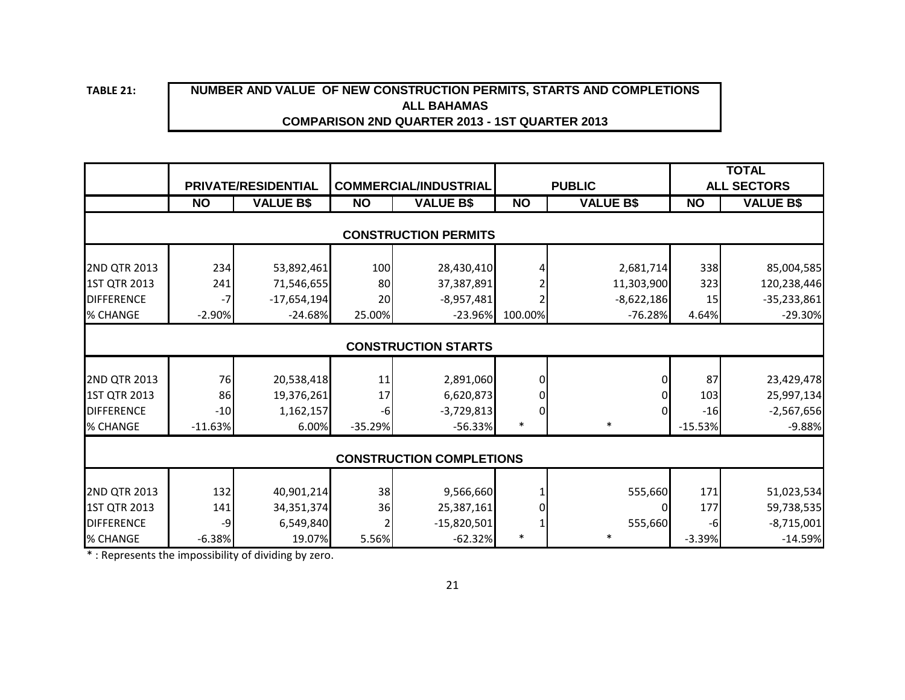**TABLE 21:**

**NUMBER AND VALUE OF NEW CONSTRUCTION PERMITS, STARTS AND COMPLETIONS**
**ALL BAHAMAS**
**COMPARISON 2ND QUARTER 2013 - 1ST QUARTER 2013**

| | PRIVATE/RESIDENTIAL | | COMMERCIAL/INDUSTRIAL | | PUBLIC | | TOTAL ALL SECTORS | |
|---|---|---|---|---|---|---|---|---|
| | NO | VALUE B$ | NO | VALUE B$ | NO | VALUE B$ | NO | VALUE B$ |
| **CONSTRUCTION PERMITS** | | | | | | | | |
| 2ND QTR 2013 | 234 | 53,892,461 | 100 | 28,430,410 | 4 | 2,681,714 | 338 | 85,004,585 |
| 1ST QTR 2013 | 241 | 71,546,655 | 80 | 37,387,891 | 2 | 11,303,900 | 323 | 120,238,446 |
| DIFFERENCE | -7 | -17,654,194 | 20 | -8,957,481 | 2 | -8,622,186 | 15 | -35,233,861 |
| % CHANGE | -2.90% | -24.68% | 25.00% | -23.96% | 100.00% | -76.28% | 4.64% | -29.30% |
| **CONSTRUCTION STARTS** | | | | | | | | |
| 2ND QTR 2013 | 76 | 20,538,418 | 11 | 2,891,060 | 0 | 0 | 87 | 23,429,478 |
| 1ST QTR 2013 | 86 | 19,376,261 | 17 | 6,620,873 | 0 | 0 | 103 | 25,997,134 |
| DIFFERENCE | -10 | 1,162,157 | -6 | -3,729,813 | 0 | 0 | -16 | -2,567,656 |
| % CHANGE | -11.63% | 6.00% | -35.29% | -56.33% | * | * | -15.53% | -9.88% |
| **CONSTRUCTION COMPLETIONS** | | | | | | | | |
| 2ND QTR 2013 | 132 | 40,901,214 | 38 | 9,566,660 | 1 | 555,660 | 171 | 51,023,534 |
| 1ST QTR 2013 | 141 | 34,351,374 | 36 | 25,387,161 | 0 | 0 | 177 | 59,738,535 |
| DIFFERENCE | -9 | 6,549,840 | 2 | -15,820,501 | 1 | 555,660 | -6 | -8,715,001 |
| % CHANGE | -6.38% | 19.07% | 5.56% | -62.32% | * | * | -3.39% | -14.59% |

* : Represents the impossibility of dividing by zero.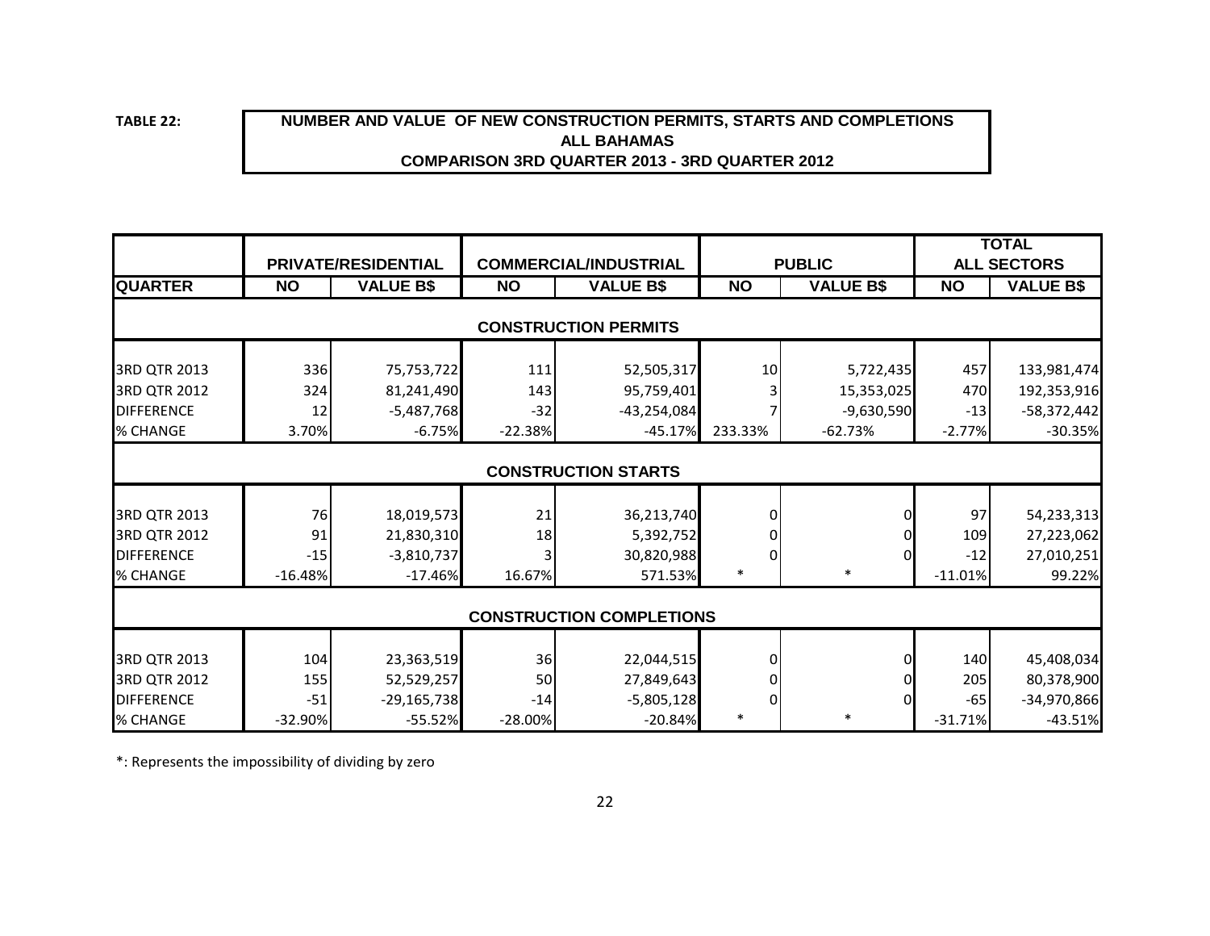**TABLE 22:**

**NUMBER AND VALUE OF NEW CONSTRUCTION PERMITS, STARTS AND COMPLETIONS**
**ALL BAHAMAS**
**COMPARISON 3RD QUARTER 2013 - 3RD QUARTER 2012**

| | PRIVATE/RESIDENTIAL | | COMMERCIAL/INDUSTRIAL | | PUBLIC | | TOTAL ALL SECTORS | |
|---|---|---|---|---|---|---|---|---|
| **QUARTER** | **NO** | **VALUE B$** | **NO** | **VALUE B$** | **NO** | **VALUE B$** | **NO** | **VALUE B$** |
| **CONSTRUCTION PERMITS** | | | | | | | | |
| 3RD QTR 2013 | 336 | 75,753,722 | 111 | 52,505,317 | 10 | 5,722,435 | 457 | 133,981,474 |
| 3RD QTR 2012 | 324 | 81,241,490 | 143 | 95,759,401 | 3 | 15,353,025 | 470 | 192,353,916 |
| DIFFERENCE | 12 | -5,487,768 | -32 | -43,254,084 | 7 | -9,630,590 | -13 | -58,372,442 |
| % CHANGE | 3.70% | -6.75% | -22.38% | -45.17% | 233.33% | -62.73% | -2.77% | -30.35% |
| **CONSTRUCTION STARTS** | | | | | | | | |
| 3RD QTR 2013 | 76 | 18,019,573 | 21 | 36,213,740 | 0 | 0 | 97 | 54,233,313 |
| 3RD QTR 2012 | 91 | 21,830,310 | 18 | 5,392,752 | 0 | 0 | 109 | 27,223,062 |
| DIFFERENCE | -15 | -3,810,737 | 3 | 30,820,988 | 0 | 0 | -12 | 27,010,251 |
| % CHANGE | -16.48% | -17.46% | 16.67% | 571.53% | * | * | -11.01% | 99.22% |
| **CONSTRUCTION COMPLETIONS** | | | | | | | | |
| 3RD QTR 2013 | 104 | 23,363,519 | 36 | 22,044,515 | 0 | 0 | 140 | 45,408,034 |
| 3RD QTR 2012 | 155 | 52,529,257 | 50 | 27,849,643 | 0 | 0 | 205 | 80,378,900 |
| DIFFERENCE | -51 | -29,165,738 | -14 | -5,805,128 | 0 | 0 | -65 | -34,970,866 |
| % CHANGE | -32.90% | -55.52% | -28.00% | -20.84% | * | * | -31.71% | -43.51% |

*: Represents the impossibility of dividing by zero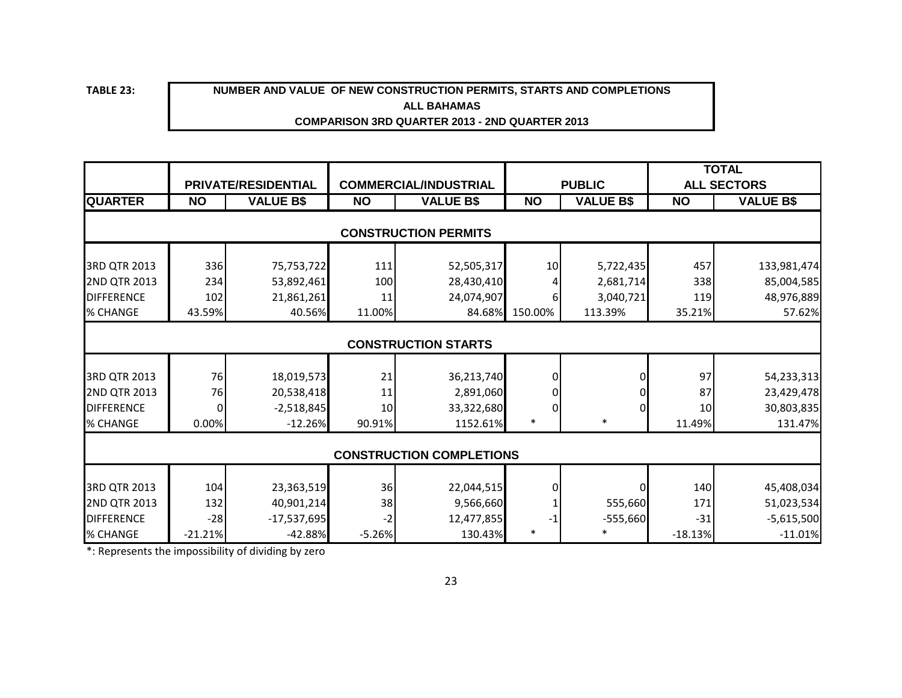**TABLE 23:**

**NUMBER AND VALUE OF NEW CONSTRUCTION PERMITS, STARTS AND COMPLETIONS**
**ALL BAHAMAS**
**COMPARISON 3RD QUARTER 2013 - 2ND QUARTER 2013**

| | PRIVATE/RESIDENTIAL | | COMMERCIAL/INDUSTRIAL | | PUBLIC | | TOTAL ALL SECTORS | |
|---|---|---|---|---|---|---|---|---|
| **QUARTER** | **NO** | **VALUE B$** | **NO** | **VALUE B$** | **NO** | **VALUE B$** | **NO** | **VALUE B$** |
| **CONSTRUCTION PERMITS** | | | | | | | | |
| 3RD QTR 2013 | 336 | 75,753,722 | 111 | 52,505,317 | 10 | 5,722,435 | 457 | 133,981,474 |
| 2ND QTR 2013 | 234 | 53,892,461 | 100 | 28,430,410 | 4 | 2,681,714 | 338 | 85,004,585 |
| DIFFERENCE | 102 | 21,861,261 | 11 | 24,074,907 | 6 | 3,040,721 | 119 | 48,976,889 |
| % CHANGE | 43.59% | 40.56% | 11.00% | 84.68% | 150.00% | 113.39% | 35.21% | 57.62% |
| **CONSTRUCTION STARTS** | | | | | | | | |
| 3RD QTR 2013 | 76 | 18,019,573 | 21 | 36,213,740 | 0 | 0 | 97 | 54,233,313 |
| 2ND QTR 2013 | 76 | 20,538,418 | 11 | 2,891,060 | 0 | 0 | 87 | 23,429,478 |
| DIFFERENCE | 0 | -2,518,845 | 10 | 33,322,680 | 0 | 0 | 10 | 30,803,835 |
| % CHANGE | 0.00% | -12.26% | 90.91% | 1152.61% | * | * | 11.49% | 131.47% |
| **CONSTRUCTION COMPLETIONS** | | | | | | | | |
| 3RD QTR 2013 | 104 | 23,363,519 | 36 | 22,044,515 | 0 | 0 | 140 | 45,408,034 |
| 2ND QTR 2013 | 132 | 40,901,214 | 38 | 9,566,660 | 1 | 555,660 | 171 | 51,023,534 |
| DIFFERENCE | -28 | -17,537,695 | -2 | 12,477,855 | -1 | -555,660 | -31 | -5,615,500 |
| % CHANGE | -21.21% | -42.88% | -5.26% | 130.43% | * | * | -18.13% | -11.01% |

*: Represents the impossibility of dividing by zero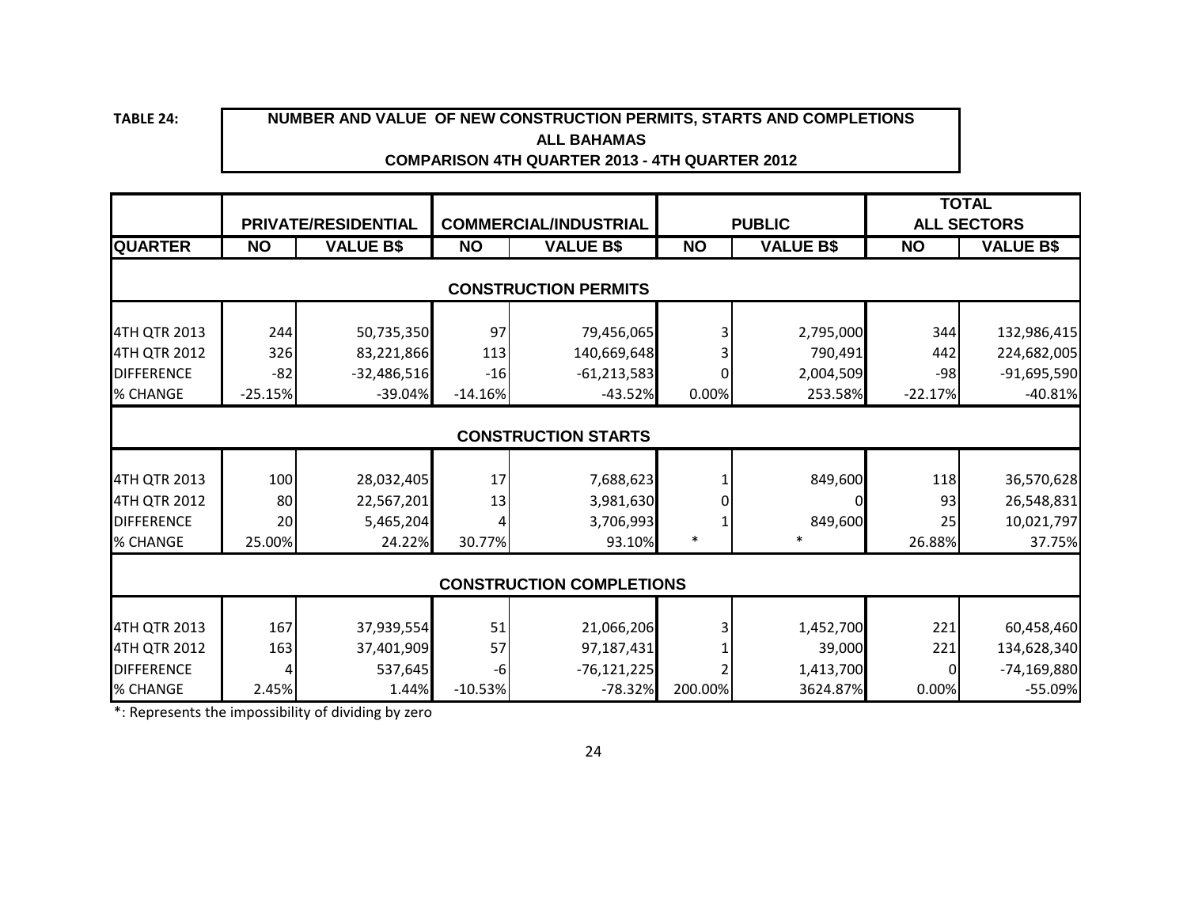**TABLE 24:**

**NUMBER AND VALUE OF NEW CONSTRUCTION PERMITS, STARTS AND COMPLETIONS**
**ALL BAHAMAS**
**COMPARISON 4TH QUARTER 2013 - 4TH QUARTER 2012**

| | PRIVATE/RESIDENTIAL | | COMMERCIAL/INDUSTRIAL | | PUBLIC | | TOTAL ALL SECTORS | |
|---|---|---|---|---|---|---|---|---|
| **QUARTER** | **NO** | **VALUE B$** | **NO** | **VALUE B$** | **NO** | **VALUE B$** | **NO** | **VALUE B$** |
| **CONSTRUCTION PERMITS** | | | | | | | | |
| 4TH QTR 2013 | 244 | 50,735,350 | 97 | 79,456,065 | 3 | 2,795,000 | 344 | 132,986,415 |
| 4TH QTR 2012 | 326 | 83,221,866 | 113 | 140,669,648 | 3 | 790,491 | 442 | 224,682,005 |
| DIFFERENCE | -82 | -32,486,516 | -16 | -61,213,583 | 0 | 2,004,509 | -98 | -91,695,590 |
| % CHANGE | -25.15% | -39.04% | -14.16% | -43.52% | 0.00% | 253.58% | -22.17% | -40.81% |
| **CONSTRUCTION STARTS** | | | | | | | | |
| 4TH QTR 2013 | 100 | 28,032,405 | 17 | 7,688,623 | 1 | 849,600 | 118 | 36,570,628 |
| 4TH QTR 2012 | 80 | 22,567,201 | 13 | 3,981,630 | 0 | 0 | 93 | 26,548,831 |
| DIFFERENCE | 20 | 5,465,204 | 4 | 3,706,993 | 1 | 849,600 | 25 | 10,021,797 |
| % CHANGE | 25.00% | 24.22% | 30.77% | 93.10% | * | * | 26.88% | 37.75% |
| **CONSTRUCTION COMPLETIONS** | | | | | | | | |
| 4TH QTR 2013 | 167 | 37,939,554 | 51 | 21,066,206 | 3 | 1,452,700 | 221 | 60,458,460 |
| 4TH QTR 2012 | 163 | 37,401,909 | 57 | 97,187,431 | 1 | 39,000 | 221 | 134,628,340 |
| DIFFERENCE | 4 | 537,645 | -6 | -76,121,225 | 2 | 1,413,700 | 0 | -74,169,880 |
| % CHANGE | 2.45% | 1.44% | -10.53% | -78.32% | 200.00% | 3624.87% | 0.00% | -55.09% |

*: Represents the impossibility of dividing by zero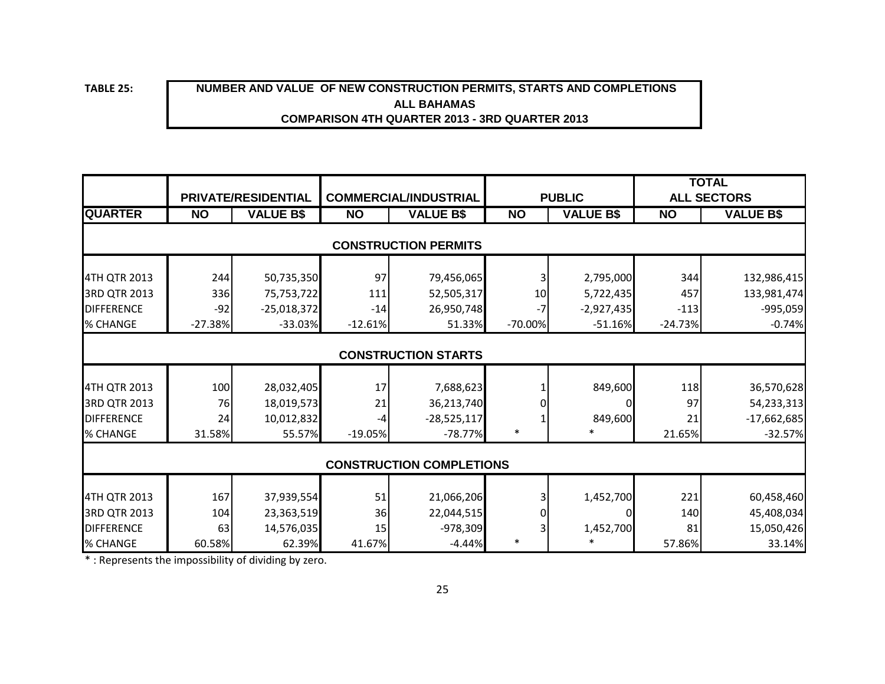**TABLE 25:**

**NUMBER AND VALUE OF NEW CONSTRUCTION PERMITS, STARTS AND COMPLETIONS**
**ALL BAHAMAS**
**COMPARISON 4TH QUARTER 2013 - 3RD QUARTER 2013**

| | PRIVATE/RESIDENTIAL | | COMMERCIAL/INDUSTRIAL | | PUBLIC | | TOTAL ALL SECTORS | |
|---|---|---|---|---|---|---|---|---|
| **QUARTER** | **NO** | **VALUE B$** | **NO** | **VALUE B$** | **NO** | **VALUE B$** | **NO** | **VALUE B$** |
| **CONSTRUCTION PERMITS** | | | | | | | | |
| 4TH QTR 2013 | 244 | 50,735,350 | 97 | 79,456,065 | 3 | 2,795,000 | 344 | 132,986,415 |
| 3RD QTR 2013 | 336 | 75,753,722 | 111 | 52,505,317 | 10 | 5,722,435 | 457 | 133,981,474 |
| DIFFERENCE | -92 | -25,018,372 | -14 | 26,950,748 | -7 | -2,927,435 | -113 | -995,059 |
| % CHANGE | -27.38% | -33.03% | -12.61% | 51.33% | -70.00% | -51.16% | -24.73% | -0.74% |
| **CONSTRUCTION STARTS** | | | | | | | | |
| 4TH QTR 2013 | 100 | 28,032,405 | 17 | 7,688,623 | 1 | 849,600 | 118 | 36,570,628 |
| 3RD QTR 2013 | 76 | 18,019,573 | 21 | 36,213,740 | 0 | 0 | 97 | 54,233,313 |
| DIFFERENCE | 24 | 10,012,832 | -4 | -28,525,117 | 1 | 849,600 | 21 | -17,662,685 |
| % CHANGE | 31.58% | 55.57% | -19.05% | -78.77% | * | * | 21.65% | -32.57% |
| **CONSTRUCTION COMPLETIONS** | | | | | | | | |
| 4TH QTR 2013 | 167 | 37,939,554 | 51 | 21,066,206 | 3 | 1,452,700 | 221 | 60,458,460 |
| 3RD QTR 2013 | 104 | 23,363,519 | 36 | 22,044,515 | 0 | 0 | 140 | 45,408,034 |
| DIFFERENCE | 63 | 14,576,035 | 15 | -978,309 | 3 | 1,452,700 | 81 | 15,050,426 |
| % CHANGE | 60.58% | 62.39% | 41.67% | -4.44% | * | * | 57.86% | 33.14% |

* : Represents the impossibility of dividing by zero.